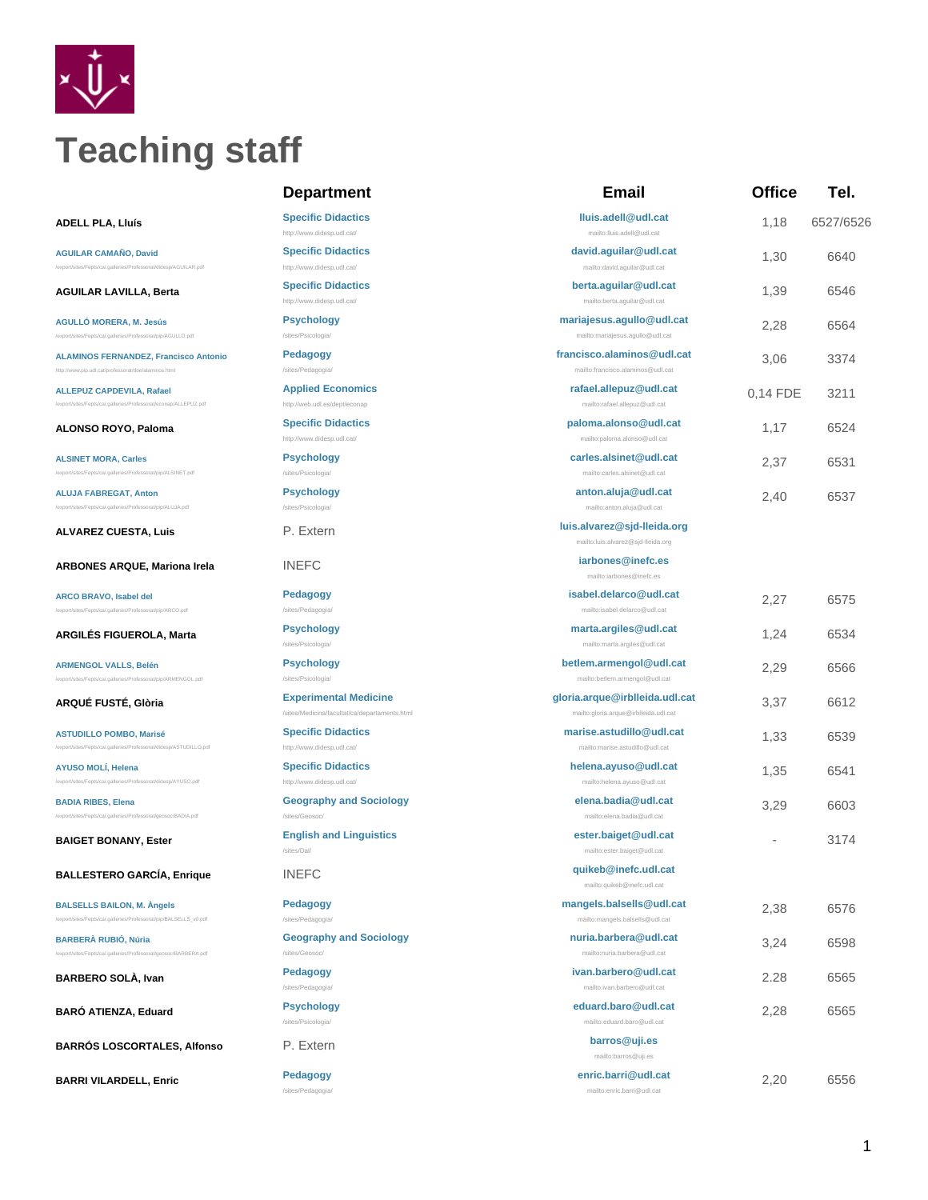# Teaching staff

| | Department | Email | Office | Tel. |
|---|---|---|---|---|
| ADELL PLA, Lluís | Specific Didactics<br>http://www.didesp.udl.cat/ | lluis.adell@udl.cat<br>mailto:lluis.adell@udl.cat | 1,18 | 6527/6526 |
| AGUILAR CAMAÑO, David<br>/export/sites/Fepts/cat/galleries/Professorat/didesp/AGUILAR.pdf | Specific Didactics<br>http://www.didesp.udl.cat/ | david.aguilar@udl.cat<br>mailto:david.aguilar@udl.cat | 1,30 | 6640 |
| AGUILAR LAVILLA, Berta | Specific Didactics<br>http://www.didesp.udl.cat/ | berta.aguilar@udl.cat<br>mailto:berta.aguilar@udl.cat | 1,39 | 6546 |
| AGULLÓ MORERA, M. Jesús<br>/export/sites/Fepts/cat/galleries/Professorat/pip/AGULLO.pdf | Psychology<br>/sites/Psicologia/ | mariajesus.agullo@udl.cat<br>mailto:mariajesus.agullo@udl.cat | 2,28 | 6564 |
| ALAMINOS FERNANDEZ, Francisco Antonio<br>http://www.pip.udl.cat/professorat/doe/alaminos.html | Pedagogy<br>/sites/Pedagogia/ | francisco.alaminos@udl.cat<br>mailto:francisco.alaminos@udl.cat | 3,06 | 3374 |
| ALLEPUZ CAPDEVILA, Rafael<br>/export/sites/Fepts/cat/galleries/Professorat/econap/ALLEPUZ.pdf | Applied Economics<br>http://web.udl.es/dept/econap | rafael.allepuz@udl.cat<br>mailto:rafael.allepuz@udl.cat | 0,14 FDE | 3211 |
| ALONSO ROYO, Paloma | Specific Didactics<br>http://www.didesp.udl.cat/ | paloma.alonso@udl.cat<br>mailto:paloma.alonso@udl.cat | 1,17 | 6524 |
| ALSINET MORA, Carles<br>/export/sites/Fepts/cat/galleries/Professorat/pip/ALSINET.pdf | Psychology<br>/sites/Psicologia/ | carles.alsinet@udl.cat<br>mailto:carles.alsinet@udl.cat | 2,37 | 6531 |
| ALUJA FABREGAT, Anton<br>/export/sites/Fepts/cat/galleries/Professorat/pip/ALUJA.pdf | Psychology<br>/sites/Psicologia/ | anton.aluja@udl.cat<br>mailto:anton.aluja@udl.cat | 2,40 | 6537 |
| ALVAREZ CUESTA, Luis | P. Extern | luis.alvarez@sjd-lleida.org<br>mailto:luis.alvarez@sjd-lleida.org | | |
| ARBONES ARQUE, Mariona Irela | INEFC | iarbones@inefc.es<br>mailto:iarbones@inefc.es | | |
| ARCO BRAVO, Isabel del<br>/export/sites/Fepts/cat/galleries/Professorat/pip/ARCO.pdf | Pedagogy<br>/sites/Pedagogia/ | isabel.delarco@udl.cat<br>mailto:isabel.delarco@udl.cat | 2,27 | 6575 |
| ARGILÉS FIGUEROLA, Marta | Psychology<br>/sites/Psicologia/ | marta.argiles@udl.cat<br>mailto:marta.argiles@udl.cat | 1,24 | 6534 |
| ARMENGOL VALLS, Belén<br>/export/sites/Fepts/cat/galleries/Professorat/pip/ARMENGOL.pdf | Psychology<br>/sites/Psicologia/ | betlem.armengol@udl.cat<br>mailto:betlem.armengol@udl.cat | 2,29 | 6566 |
| ARQUÉ FUSTÉ, Glòria | Experimental Medicine<br>/sites/Medicina/facultat/ca/departaments.html | gloria.arque@irblleida.udl.cat<br>mailto:gloria.arque@irblleida.udl.cat | 3,37 | 6612 |
| ASTUDILLO POMBO, Marisé<br>/export/sites/Fepts/cat/galleries/Professorat/didesp/ASTUDILLO.pdf | Specific Didactics<br>http://www.didesp.udl.cat/ | marise.astudillo@udl.cat<br>mailto:marise.astudillo@udl.cat | 1,33 | 6539 |
| AYUSO MOLÍ, Helena<br>/export/sites/Fepts/cat/galleries/Professorat/didesp/AYUSO.pdf | Specific Didactics<br>http://www.didesp.udl.cat/ | helena.ayuso@udl.cat<br>mailto:helena.ayuso@udl.cat | 1,35 | 6541 |
| BADIA RIBES, Elena<br>/export/sites/Fepts/cat/galleries/Professorat/geosoc/BADIA.pdf | Geography and Sociology<br>/sites/Geosoc/ | elena.badia@udl.cat<br>mailto:elena.badia@udl.cat | 3,29 | 6603 |
| BAIGET BONANY, Ester | English and Linguistics<br>/sites/Dal/ | ester.baiget@udl.cat<br>mailto:ester.baiget@udl.cat | - | 3174 |
| BALLESTERO GARCÍA, Enrique | INEFC | quikeb@inefc.udl.cat<br>mailto:quikeb@inefc.udl.cat | | |
| BALSELLS BAILON, M. Àngels<br>/export/sites/Fepts/cat/galleries/Professorat/pip/BALSELLS_v0.pdf | Pedagogy<br>/sites/Pedagogia/ | mangels.balsells@udl.cat<br>mailto:mangels.balsells@udl.cat | 2,38 | 6576 |
| BARBERÀ RUBIÓ, Núria<br>/export/sites/Fepts/cat/galleries/Professorat/geosoc/BARBERA.pdf | Geography and Sociology<br>/sites/Geosoc/ | nuria.barbera@udl.cat<br>mailto:nuria.barbera@udl.cat | 3,24 | 6598 |
| BARBERO SOLÀ, Ivan | Pedagogy<br>/sites/Pedagogia/ | ivan.barbero@udl.cat<br>mailto:ivan.barbero@udl.cat | 2.28 | 6565 |
| BARÓ ATIENZA, Eduard | Psychology<br>/sites/Psicologia/ | eduard.baro@udl.cat<br>mailto:eduard.baro@udl.cat | 2,28 | 6565 |
| BARRÓS LOSCORTALES, Alfonso | P. Extern | barros@uji.es<br>mailto:barros@uji.es | | |
| BARRI VILARDELL, Enric | Pedagogy<br>/sites/Pedagogia/ | enric.barri@udl.cat<br>mailto:enric.barri@udl.cat | 2,20 | 6556 |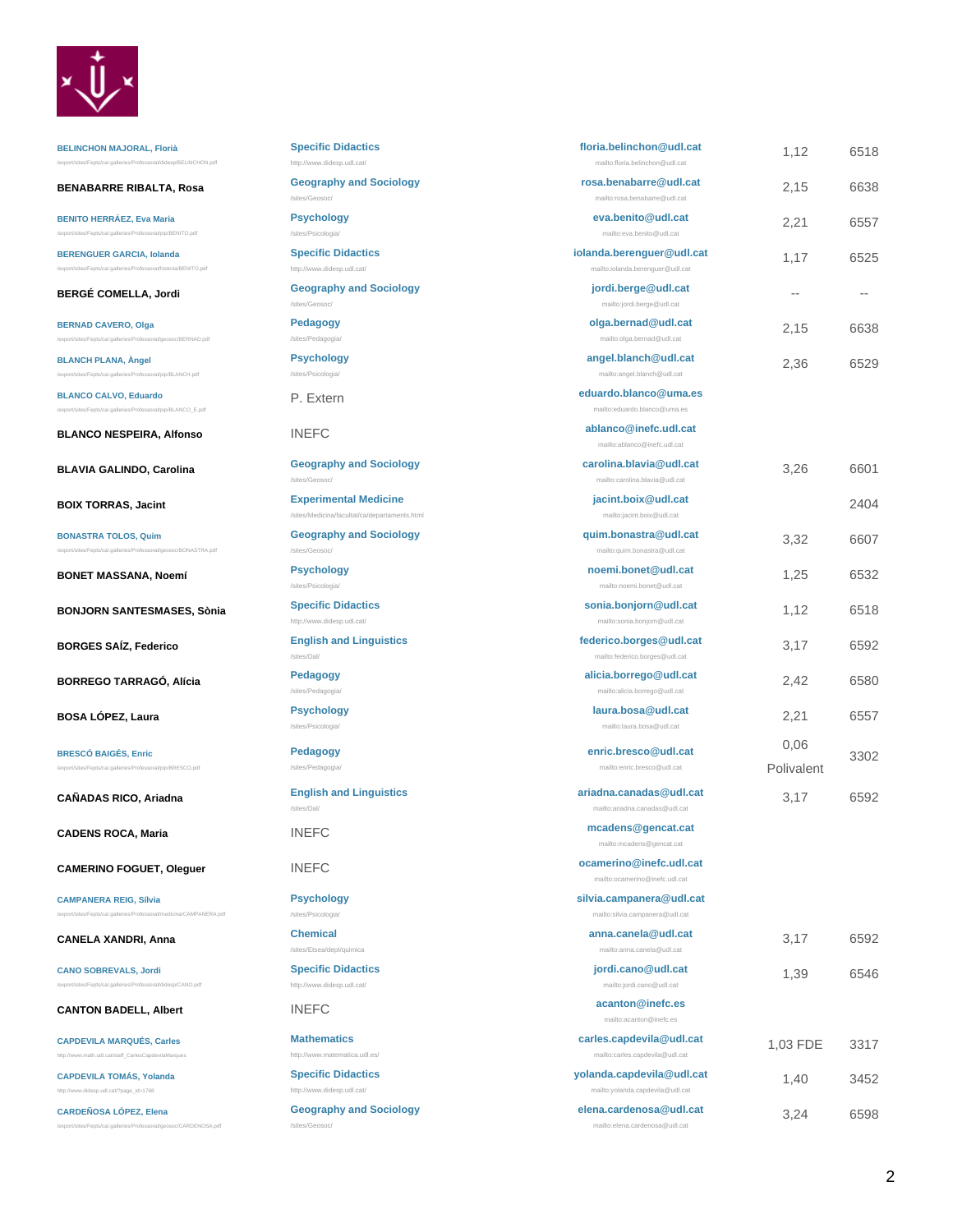| | | | | |
|---|---|---|---|---|
| BELINCHON MAJORAL, Florià<br>/export/sites/Fepts/ca/.galleries/Professorat/didesp/BELINCHON.pdf | Specific Didactics<br>http://www.didesp.udl.cat/ | floria.belinchon@udl.cat<br>mailto:floria.belinchon@udl.cat | 1,12 | 6518 |
| BENABARRE RIBALTA, Rosa | Geography and Sociology<br>/sites/Geosoc/ | rosa.benabarre@udl.cat<br>mailto:rosa.benabarre@udl.cat | 2,15 | 6638 |
| BENITO HERRÁEZ, Eva Maria<br>/export/sites/Fepts/ca/.galleries/Professorat/pip/BENITO.pdf | Psychology<br>/sites/Psicologia/ | eva.benito@udl.cat<br>mailto:eva.benito@udl.cat | 2,21 | 6557 |
| BERENGUER GARCIA, Iolanda<br>/export/sites/Fepts/ca/.galleries/Professorat/historia/BENITO.pdf | Specific Didactics<br>http://www.didesp.udl.cat/ | iolanda.berenguer@udl.cat<br>mailto:iolanda.berenguer@udl.cat | 1,17 | 6525 |
| BERGÉ COMELLA, Jordi | Geography and Sociology<br>/sites/Geosoc/ | jordi.berge@udl.cat<br>mailto:jordi.berge@udl.cat | -- | -- |
| BERNAD CAVERO, Olga<br>/export/sites/Fepts/ca/.galleries/Professorat/geosoc/BERNAD.pdf | Pedagogy<br>/sites/Pedagogia/ | olga.bernad@udl.cat<br>mailto:olga.bernad@udl.cat | 2,15 | 6638 |
| BLANCH PLANA, Àngel<br>/export/sites/Fepts/ca/.galleries/Professorat/pip/BLANCH.pdf | Psychology<br>/sites/Psicologia/ | angel.blanch@udl.cat<br>mailto:angel.blanch@udl.cat | 2,36 | 6529 |
| BLANCO CALVO, Eduardo<br>/export/sites/Fepts/ca/.galleries/Professorat/pip/BLANCO_E.pdf | P. Extern | eduardo.blanco@uma.es<br>mailto:eduardo.blanco@uma.es | | |
| BLANCO NESPEIRA, Alfonso | INEFC | ablanco@inefc.udl.cat<br>mailto:ablanco@inefc.udl.cat | | |
| BLAVIA GALINDO, Carolina | Geography and Sociology<br>/sites/Geosoc/ | carolina.blavia@udl.cat<br>mailto:carolina.blavia@udl.cat | 3,26 | 6601 |
| BOIX TORRAS, Jacint | Experimental Medicine<br>/sites/Medicina/facultat/ca/departaments.html | jacint.boix@udl.cat<br>mailto:jacint.boix@udl.cat | | 2404 |
| BONASTRA TOLOS, Quim<br>/export/sites/Fepts/ca/.galleries/Professorat/geosoc/BONASTRA.pdf | Geography and Sociology<br>/sites/Geosoc/ | quim.bonastra@udl.cat<br>mailto:quim.bonastra@udl.cat | 3,32 | 6607 |
| BONET MASSANA, Noemí | Psychology<br>/sites/Psicologia/ | noemi.bonet@udl.cat<br>mailto:noemi.bonet@udl.cat | 1,25 | 6532 |
| BONJORN SANTESMASES, Sònia | Specific Didactics<br>http://www.didesp.udl.cat/ | sonia.bonjorn@udl.cat<br>mailto:sonia.bonjorn@udl.cat | 1,12 | 6518 |
| BORGES SAÍZ, Federico | English and Linguistics<br>/sites/Dal/ | federico.borges@udl.cat<br>mailto:federico.borges@udl.cat | 3,17 | 6592 |
| BORREGO TARRAGÓ, Alícia | Pedagogy<br>/sites/Pedagogia/ | alicia.borrego@udl.cat<br>mailto:alicia.borrego@udl.cat | 2,42 | 6580 |
| BOSA LÓPEZ, Laura | Psychology<br>/sites/Psicologia/ | laura.bosa@udl.cat<br>mailto:laura.bosa@udl.cat | 2,21 | 6557 |
| BRESCÓ BAIGÉS, Enric<br>/export/sites/Fepts/ca/.galleries/Professorat/pip/BRESCO.pdf | Pedagogy<br>/sites/Pedagogia/ | enric.bresco@udl.cat<br>mailto:enric.bresco@udl.cat | 0,06<br>Polivalent | 3302 |
| CAÑADAS RICO, Ariadna | English and Linguistics<br>/sites/Dal/ | ariadna.canadas@udl.cat<br>mailto:ariadna.canadas@udl.cat | 3,17 | 6592 |
| CADENS ROCA, Maria | INEFC | mcadens@gencat.cat<br>mailto:mcadens@gencat.cat | | |
| CAMERINO FOGUET, Oleguer | INEFC | ocamerino@inefc.udl.cat<br>mailto:ocamerino@inefc.udl.cat | | |
| CAMPANERA REIG, Sílvia<br>/export/sites/Fepts/ca/.galleries/Professorat/medicina/CAMPANERA.pdf | Psychology<br>/sites/Psicologia/ | silvia.campanera@udl.cat<br>mailto:silvia.campanera@udl.cat | | |
| CANELA XANDRI, Anna | Chemical<br>/sites/Etsea/dept/quimica | anna.canela@udl.cat<br>mailto:anna.canela@udl.cat | 3,17 | 6592 |
| CANO SOBREVALS, Jordi<br>/export/sites/Fepts/ca/.galleries/Professorat/didesp/CANO.pdf | Specific Didactics<br>http://www.didesp.udl.cat/ | jordi.cano@udl.cat<br>mailto:jordi.cano@udl.cat | 1,39 | 6546 |
| CANTON BADELL, Albert | INEFC | acanton@inefc.es<br>mailto:acanton@inefc.es | | |
| CAPDEVILA MARQUÈS, Carles<br>http://www.math.udl.cat/staff_CarlesCapdevilaMarques | Mathematics<br>http://www.matematica.udl.es/ | carles.capdevila@udl.cat<br>mailto:carles.capdevila@udl.cat | 1,03 FDE | 3317 |
| CAPDEVILA TOMÀS, Yolanda<br>http://www.didesp.udl.cat/?page_id=1768 | Specific Didactics<br>http://www.didesp.udl.cat/ | yolanda.capdevila@udl.cat<br>mailto:yolanda.capdevila@udl.cat | 1,40 | 3452 |
| CARDEÑOSA LÓPEZ, Elena<br>/export/sites/Fepts/ca/.galleries/Professorat/geosoc/CARDENOSA.pdf | Geography and Sociology<br>/sites/Geosoc/ | elena.cardenosa@udl.cat<br>mailto:elena.cardenosa@udl.cat | 3,24 | 6598 |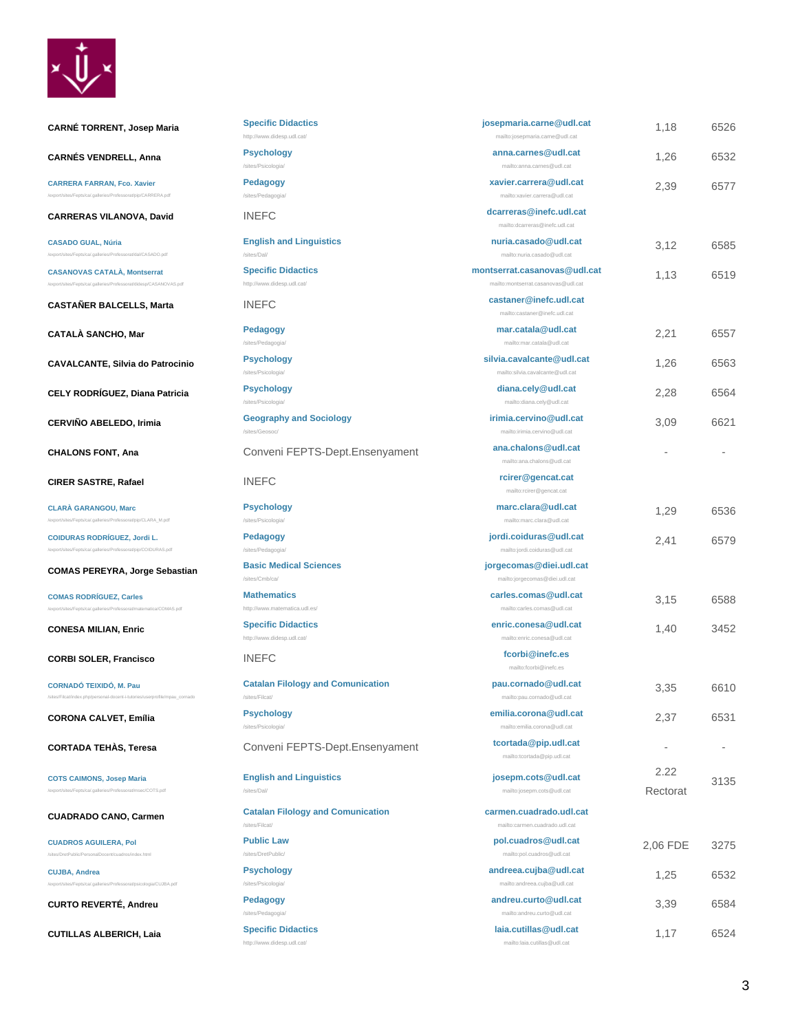| | | | | |
|---|---|---|---|---|
| CARNÉ TORRENT, Josep Maria | Specific Didactics<br>http://www.didesp.udl.cat/ | josepmaria.carne@udl.cat<br>mailto:josepmaria.carne@udl.cat | 1,18 | 6526 |
| CARNÉS VENDRELL, Anna | Psychology<br>/sites/Psicologia/ | anna.carnes@udl.cat<br>mailto:anna.carnes@udl.cat | 1,26 | 6532 |
| CARRERA FARRAN, Fco. Xavier<br>/export/sites/Fepts/ca/.galleries/Professorat/pip/CARRERA.pdf | Pedagogy<br>/sites/Pedagogia/ | xavier.carrera@udl.cat<br>mailto:xavier.carrera@udl.cat | 2,39 | 6577 |
| CARRERAS VILANOVA, David | INEFC | dcarreras@inefc.udl.cat<br>mailto:dcarreras@inefc.udl.cat | | |
| CASADO GUAL, Núria<br>/export/sites/Fepts/ca/.galleries/Professorat/dal/CASADO.pdf | English and Linguistics<br>/sites/Dal/ | nuria.casado@udl.cat<br>mailto:nuria.casado@udl.cat | 3,12 | 6585 |
| CASANOVAS CATALÀ, Montserrat<br>/export/sites/Fepts/ca/.galleries/Professorat/didesp/CASANOVAS.pdf | Specific Didactics<br>http://www.didesp.udl.cat/ | montserrat.casanovas@udl.cat<br>mailto:montserrat.casanovas@udl.cat | 1,13 | 6519 |
| CASTAÑER BALCELLS, Marta | INEFC | castaner@inefc.udl.cat<br>mailto:castaner@inefc.udl.cat | | |
| CATALÀ SANCHO, Mar | Pedagogy<br>/sites/Pedagogia/ | mar.catala@udl.cat<br>mailto:mar.catala@udl.cat | 2,21 | 6557 |
| CAVALCANTE, Silvia do Patrocinio | Psychology<br>/sites/Psicologia/ | silvia.cavalcante@udl.cat<br>mailto:silvia.cavalcante@udl.cat | 1,26 | 6563 |
| CELY RODRÍGUEZ, Diana Patricia | Psychology<br>/sites/Psicologia/ | diana.cely@udl.cat<br>mailto:diana.cely@udl.cat | 2,28 | 6564 |
| CERVIÑO ABELEDO, Irimia | Geography and Sociology<br>/sites/Geosoc/ | irimia.cervino@udl.cat<br>mailto:irimia.cervino@udl.cat | 3,09 | 6621 |
| CHALONS FONT, Ana | Conveni FEPTS-Dept.Ensenyament | ana.chalons@udl.cat<br>mailto:ana.chalons@udl.cat | - | - |
| CIRER SASTRE, Rafael | INEFC | rcirer@gencat.cat<br>mailto:rcirer@gencat.cat | | |
| CLARÀ GARANGOU, Marc<br>/export/sites/Fepts/ca/.galleries/Professorat/pip/CLARA_M.pdf | Psychology<br>/sites/Psicologia/ | marc.clara@udl.cat<br>mailto:marc.clara@udl.cat | 1,29 | 6536 |
| COIDURAS RODRÍGUEZ, Jordi L.<br>/export/sites/Fepts/ca/.galleries/Professorat/pip/COIDURAS.pdf | Pedagogy<br>/sites/Pedagogia/ | jordi.coiduras@udl.cat<br>mailto:jordi.coiduras@udl.cat | 2,41 | 6579 |
| COMAS PEREYRA, Jorge Sebastian | Basic Medical Sciences<br>/sites/Cmb/ca/ | jorgecomas@diei.udl.cat<br>mailto:jorgecomas@diei.udl.cat | | |
| COMAS RODRÍGUEZ, Carles<br>/export/sites/Fepts/ca/.galleries/Professorat/matematica/COMAS.pdf | Mathematics<br>http://www.matematica.udl.es/ | carles.comas@udl.cat<br>mailto:carles.comas@udl.cat | 3,15 | 6588 |
| CONESA MILIAN, Enric | Specific Didactics<br>http://www.didesp.udl.cat/ | enric.conesa@udl.cat<br>mailto:enric.conesa@udl.cat | 1,40 | 3452 |
| CORBI SOLER, Francisco | INEFC | fcorbi@inefc.es<br>mailto:fcorbi@inefc.es | | |
| CORNADÓ TEIXIDÓ, M. Pau<br>/sites/Filcat/index.php/personal-docent-i-tutories/userprofile/mpau_cornado | Catalan Filology and Comunication<br>/sites/Filcat/ | pau.cornado@udl.cat<br>mailto:pau.cornado@udl.cat | 3,35 | 6610 |
| CORONA CALVET, Emília | Psychology<br>/sites/Psicologia/ | emilia.corona@udl.cat<br>mailto:emilia.corona@udl.cat | 2,37 | 6531 |
| CORTADA TEHÀS, Teresa | Conveni FEPTS-Dept.Ensenyament | tcortada@pip.udl.cat<br>mailto:tcortada@pip.udl.cat | - | - |
| COTS CAIMONS, Josep Maria<br>/export/sites/Fepts/ca/.galleries/Professorat/misec/COTS.pdf | English and Linguistics<br>/sites/Dal/ | josepm.cots@udl.cat<br>mailto:josepm.cots@udl.cat | 2.22<br>Rectorat | 3135 |
| CUADRADO CANO, Carmen | Catalan Filology and Comunication<br>/sites/Filcat/ | carmen.cuadrado.udl.cat<br>mailto:carmen.cuadrado.udl.cat | | |
| CUADROS AGUILERA, Pol<br>/sites/DretPublic/PersonalDocent/cuadros/index.html | Public Law<br>/sites/DretPublic/ | pol.cuadros@udl.cat<br>mailto:pol.cuadros@udl.cat | 2,06 FDE | 3275 |
| CUJBA, Andrea<br>/export/sites/Fepts/ca/.galleries/Professorat/psicologia/CUJBA.pdf | Psychology<br>/sites/Psicologia/ | andreea.cujba@udl.cat<br>mailto:andreea.cujba@udl.cat | 1,25 | 6532 |
| CURTO REVERTÉ, Andreu | Pedagogy<br>/sites/Pedagogia/ | andreu.curto@udl.cat<br>mailto:andreu.curto@udl.cat | 3,39 | 6584 |
| CUTILLAS ALBERICH, Laia | Specific Didactics<br>http://www.didesp.udl.cat/ | laia.cutillas@udl.cat<br>mailto:laia.cutillas@udl.cat | 1,17 | 6524 |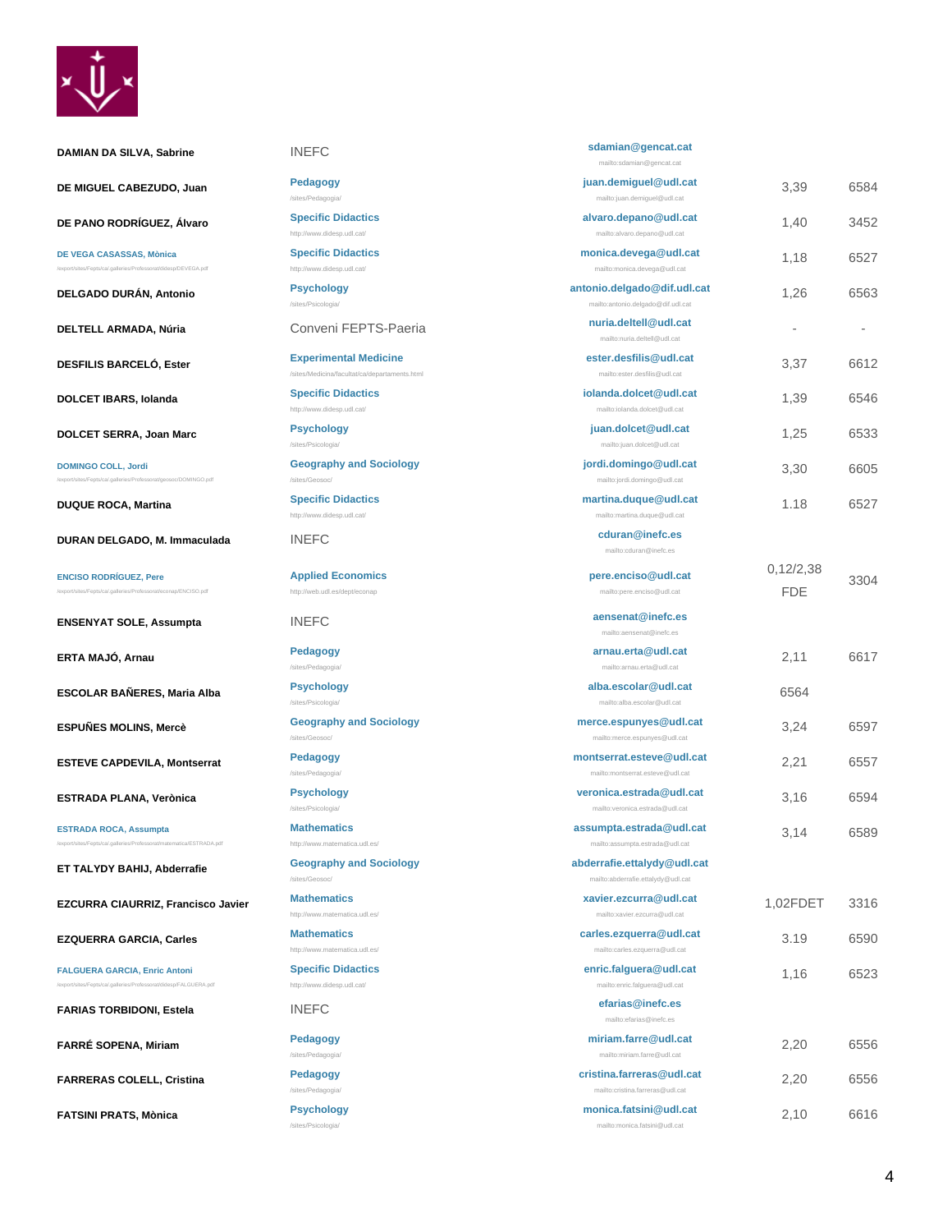| | | | | |
|---|---|---|---|---|
| **DAMIAN DA SILVA, Sabrine** | INEFC | **sdamian@gencat.cat** mailto:sdamian@gencat.cat | | |
| **DE MIGUEL CABEZUDO, Juan** | **Pedagogy** /sites/Pedagogia/ | **juan.demiguel@udl.cat** mailto:juan.demiguel@udl.cat | 3,39 | 6584 |
| **DE PANO RODRÍGUEZ, Álvaro** | **Specific Didactics** http://www.didesp.udl.cat/ | **alvaro.depano@udl.cat** mailto:alvaro.depano@udl.cat | 1,40 | 3452 |
| **DE VEGA CASASSAS, Mònica** /export/sites/Fepts/ca/.galleries/Professorat/didesp/DEVEGA.pdf | **Specific Didactics** http://www.didesp.udl.cat/ | **monica.devega@udl.cat** mailto:monica.devega@udl.cat | 1,18 | 6527 |
| **DELGADO DURÁN, Antonio** | **Psychology** /sites/Psicologia/ | **antonio.delgado@dif.udl.cat** mailto:antonio.delgado@dif.udl.cat | 1,26 | 6563 |
| **DELTELL ARMADA, Núria** | Conveni FEPTS-Paeria | **nuria.deltell@udl.cat** mailto:nuria.deltell@udl.cat | - | - |
| **DESFILIS BARCELÓ, Ester** | **Experimental Medicine** /sites/Medicina/facultat/ca/departaments.html | **ester.desfilis@udl.cat** mailto:ester.desfilis@udl.cat | 3,37 | 6612 |
| **DOLCET IBARS, Iolanda** | **Specific Didactics** http://www.didesp.udl.cat/ | **iolanda.dolcet@udl.cat** mailto:iolanda.dolcet@udl.cat | 1,39 | 6546 |
| **DOLCET SERRA, Joan Marc** | **Psychology** /sites/Psicologia/ | **juan.dolcet@udl.cat** mailto:juan.dolcet@udl.cat | 1,25 | 6533 |
| **DOMINGO COLL, Jordi** /export/sites/Fepts/ca/.galleries/Professorat/geosoc/DOMINGO.pdf | **Geography and Sociology** /sites/Geosoc/ | **jordi.domingo@udl.cat** mailto:jordi.domingo@udl.cat | 3,30 | 6605 |
| **DUQUE ROCA, Martina** | **Specific Didactics** http://www.didesp.udl.cat/ | **martina.duque@udl.cat** mailto:martina.duque@udl.cat | 1.18 | 6527 |
| **DURAN DELGADO, M. Immaculada** | INEFC | **cduran@inefc.es** mailto:cduran@inefc.es | | |
| **ENCISO RODRÍGUEZ, Pere** /export/sites/Fepts/ca/.galleries/Professorat/econap/ENCISO.pdf | **Applied Economics** http://web.udl.es/dept/econap | **pere.enciso@udl.cat** mailto:pere.enciso@udl.cat | 0,12/2,38 FDE | 3304 |
| **ENSENYAT SOLE, Assumpta** | INEFC | **aensenat@inefc.es** mailto:aensenat@inefc.es | | |
| **ERTA MAJÓ, Arnau** | **Pedagogy** /sites/Pedagogia/ | **arnau.erta@udl.cat** mailto:arnau.erta@udl.cat | 2,11 | 6617 |
| **ESCOLAR BAÑERES, Maria Alba** | **Psychology** /sites/Psicologia/ | **alba.escolar@udl.cat** mailto:alba.escolar@udl.cat | 6564 | |
| **ESPUÑES MOLINS, Mercè** | **Geography and Sociology** /sites/Geosoc/ | **merce.espunyes@udl.cat** mailto:merce.espunyes@udl.cat | 3,24 | 6597 |
| **ESTEVE CAPDEVILA, Montserrat** | **Pedagogy** /sites/Pedagogia/ | **montserrat.esteve@udl.cat** mailto:montserrat.esteve@udl.cat | 2,21 | 6557 |
| **ESTRADA PLANA, Verònica** | **Psychology** /sites/Psicologia/ | **veronica.estrada@udl.cat** mailto:veronica.estrada@udl.cat | 3,16 | 6594 |
| **ESTRADA ROCA, Assumpta** /export/sites/Fepts/ca/.galleries/Professorat/matematica/ESTRADA.pdf | **Mathematics** http://www.matematica.udl.es/ | **assumpta.estrada@udl.cat** mailto:assumpta.estrada@udl.cat | 3,14 | 6589 |
| **ET TALYDY BAHIJ, Abderrafie** | **Geography and Sociology** /sites/Geosoc/ | **abderrafie.ettalydy@udl.cat** mailto:abderrafie.ettalydy@udl.cat | | |
| **EZCURRA CIAURRIZ, Francisco Javier** | **Mathematics** http://www.matematica.udl.es/ | **xavier.ezcurra@udl.cat** mailto:xavier.ezcurra@udl.cat | 1,02FDET | 3316 |
| **EZQUERRA GARCIA, Carles** | **Mathematics** http://www.matematica.udl.es/ | **carles.ezquerra@udl.cat** mailto:carles.ezquerra@udl.cat | 3.19 | 6590 |
| **FALGUERA GARCIA, Enric Antoni** /export/sites/Fepts/ca/.galleries/Professorat/didesp/FALGUERA.pdf | **Specific Didactics** http://www.didesp.udl.cat/ | **enric.falguera@udl.cat** mailto:enric.falguera@udl.cat | 1,16 | 6523 |
| **FARIAS TORBIDONI, Estela** | INEFC | **efarias@inefc.es** mailto:efarias@inefc.es | | |
| **FARRÉ SOPENA, Miriam** | **Pedagogy** /sites/Pedagogia/ | **miriam.farre@udl.cat** mailto:miriam.farre@udl.cat | 2,20 | 6556 |
| **FARRERAS COLELL, Cristina** | **Pedagogy** /sites/Pedagogia/ | **cristina.farreras@udl.cat** mailto:cristina.farreras@udl.cat | 2,20 | 6556 |
| **FATSINI PRATS, Mònica** | **Psychology** /sites/Psicologia/ | **monica.fatsini@udl.cat** mailto:monica.fatsini@udl.cat | 2,10 | 6616 |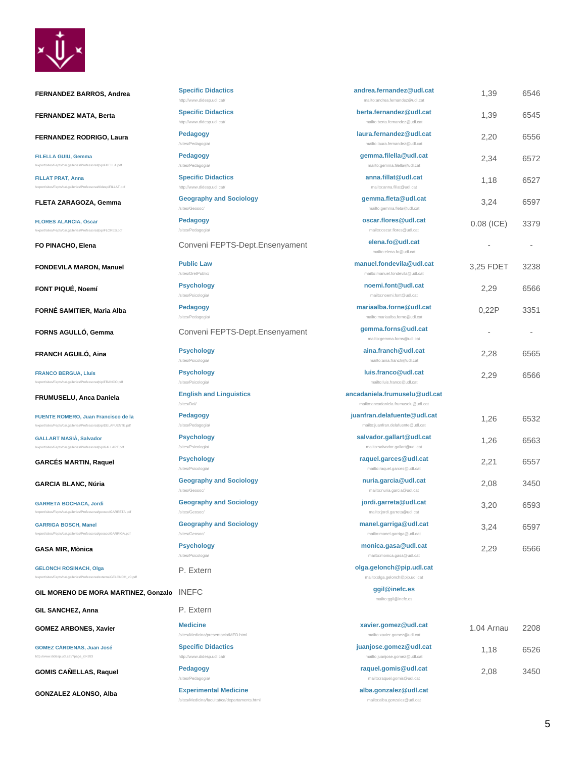| Name | Department | Email | Office | Phone |
|---|---|---|---|---|
| FERNANDEZ BARROS, Andrea | Specific Didactics<br>http://www.didesp.udl.cat/ | andrea.fernandez@udl.cat<br>mailto:andrea.fernandez@udl.cat | 1,39 | 6546 |
| FERNANDEZ MATA, Berta | Specific Didactics<br>http://www.didesp.udl.cat/ | berta.fernandez@udl.cat<br>mailto:berta.fernandez@udl.cat | 1,39 | 6545 |
| FERNANDEZ RODRIGO, Laura | Pedagogy<br>/sites/Pedagogia/ | laura.fernandez@udl.cat<br>mailto:laura.fernandez@udl.cat | 2,20 | 6556 |
| FILELLA GUIU, Gemma<br>/export/sites/Fepts/ca/.galleries/Professorat/pip/FILELLA.pdf | Pedagogy<br>/sites/Pedagogia/ | gemma.filella@udl.cat<br>mailto:gemma.filella@udl.cat | 2,34 | 6572 |
| FILLAT PRAT, Anna<br>/export/sites/Fepts/ca/.galleries/Professorat/didesp/FILLAT.pdf | Specific Didactics<br>http://www.didesp.udl.cat/ | anna.fillat@udl.cat<br>mailto:anna.fillat@udl.cat | 1,18 | 6527 |
| FLETA ZARAGOZA, Gemma | Geography and Sociology<br>/sites/Geosoc/ | gemma.fleta@udl.cat<br>mailto:gemma.fleta@udl.cat | 3,24 | 6597 |
| FLORES ALARCIA, Óscar<br>/export/sites/Fepts/ca/.galleries/Professorat/pip/FLORES.pdf | Pedagogy<br>/sites/Pedagogia/ | oscar.flores@udl.cat<br>mailto:oscar.flores@udl.cat | 0.08 (ICE) | 3379 |
| FO PINACHO, Elena | Conveni FEPTS-Dept.Ensenyament | elena.fo@udl.cat<br>mailto:elena.fo@udl.cat | - | - |
| FONDEVILA MARON, Manuel | Public Law<br>/sites/DretPublic/ | manuel.fondevila@udl.cat<br>mailto:manuel.fondevila@udl.cat | 3,25 FDET | 3238 |
| FONT PIQUÉ, Noemí | Psychology<br>/sites/Psicologia/ | noemi.font@udl.cat<br>mailto:noemi.font@udl.cat | 2,29 | 6566 |
| FORNÉ SAMITIER, Maria Alba | Pedagogy<br>/sites/Pedagogia/ | mariaalba.forne@udl.cat<br>mailto:mariaalba.forne@udl.cat | 0,22P | 3351 |
| FORNS AGULLÓ, Gemma | Conveni FEPTS-Dept.Ensenyament | gemma.forns@udl.cat<br>mailto:gemma.forns@udl.cat | - | - |
| FRANCH AGUILÓ, Aina | Psychology<br>/sites/Psicologia/ | aina.franch@udl.cat<br>mailto:aina.franch@udl.cat | 2,28 | 6565 |
| FRANCO BERGUA, Lluís<br>/export/sites/Fepts/ca/.galleries/Professorat/pip/FRANCO.pdf | Psychology<br>/sites/Psicologia/ | luis.franco@udl.cat<br>mailto:luis.franco@udl.cat | 2,29 | 6566 |
| FRUMUSELU, Anca Daniela | English and Linguistics<br>/sites/Dal/ | ancadaniela.frumuselu@udl.cat<br>mailto:ancadaniela.frumuselu@udl.cat | | |
| FUENTE ROMERO, Juan Francisco de la<br>/export/sites/Fepts/ca/.galleries/Professorat/pip/DELAFUENTE.pdf | Pedagogy<br>/sites/Pedagogia/ | juanfran.delafuente@udl.cat<br>mailto:juanfran.delafuente@udl.cat | 1,26 | 6532 |
| GALLART MASIÀ, Salvador<br>/export/sites/Fepts/ca/.galleries/Professorat/pip/GALLART.pdf | Psychology<br>/sites/Psicologia/ | salvador.gallart@udl.cat<br>mailto:salvador.gallart@udl.cat | 1,26 | 6563 |
| GARCÉS MARTIN, Raquel | Psychology<br>/sites/Psicologia/ | raquel.garces@udl.cat<br>mailto:raquel.garces@udl.cat | 2,21 | 6557 |
| GARCIA BLANC, Núria | Geography and Sociology<br>/sites/Geosoc/ | nuria.garcia@udl.cat<br>mailto:nuria.garcia@udl.cat | 2,08 | 3450 |
| GARRETA BOCHACA, Jordi<br>/export/sites/Fepts/ca/.galleries/Professorat/geosoc/GARRETA.pdf | Geography and Sociology<br>/sites/Geosoc/ | jordi.garreta@udl.cat<br>mailto:jordi.garreta@udl.cat | 3,20 | 6593 |
| GARRIGA BOSCH, Manel<br>/export/sites/Fepts/ca/.galleries/Professorat/geosoc/GARRIGA.pdf | Geography and Sociology<br>/sites/Geosoc/ | manel.garriga@udl.cat<br>mailto:manel.garriga@udl.cat | 3,24 | 6597 |
| GASA MIR, Mònica | Psychology<br>/sites/Psicologia/ | monica.gasa@udl.cat<br>mailto:monica.gasa@udl.cat | 2,29 | 6566 |
| GELONCH ROSINACH, Olga<br>/export/sites/Fepts/ca/.galleries/Professorat/externs/GELONCH_v0.pdf | P. Extern | olga.gelonch@pip.udl.cat<br>mailto:olga.gelonch@pip.udl.cat | | |
| GIL MORENO DE MORA MARTINEZ, Gonzalo | INEFC | ggil@inefc.es<br>mailto:ggil@inefc.es | | |
| GIL SANCHEZ, Anna | P. Extern | | | |
| GOMEZ ARBONES, Xavier | Medicine<br>/sites/Medicina/presentacio/MED.html | xavier.gomez@udl.cat<br>mailto:xavier.gomez@udl.cat | 1.04 Arnau | 2208 |
| GOMEZ CÁRDENAS, Juan José<br>http://www.didesp.udl.cat/?page_id=283 | Specific Didactics<br>http://www.didesp.udl.cat/ | juanjose.gomez@udl.cat<br>mailto:juanjose.gomez@udl.cat | 1,18 | 6526 |
| GOMIS CAÑELLAS, Raquel | Pedagogy<br>/sites/Pedagogia/ | raquel.gomis@udl.cat<br>mailto:raquel.gomis@udl.cat | 2,08 | 3450 |
| GONZALEZ ALONSO, Alba | Experimental Medicine<br>/sites/Medicina/facultat/ca/departaments.html | alba.gonzalez@udl.cat<br>mailto:alba.gonzalez@udl.cat | | |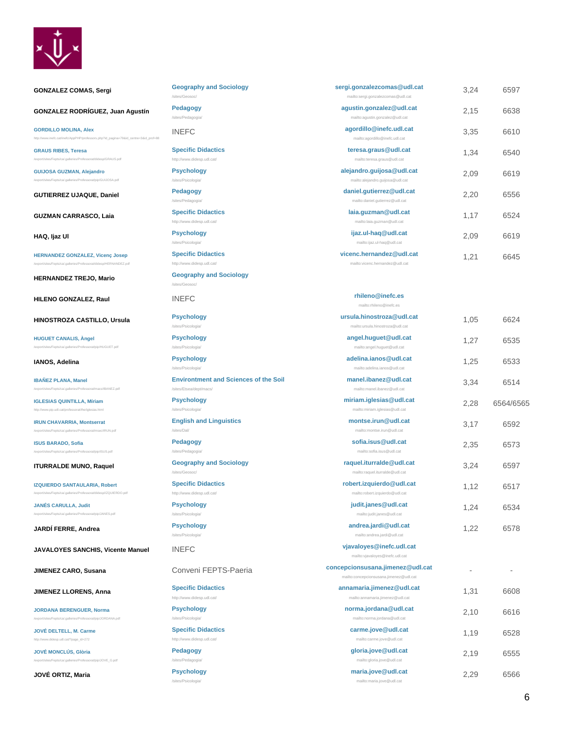| Name | Department | Email | Office | Phone |
|---|---|---|---|---|
| GONZALEZ COMAS, Sergi | Geography and Sociology<br>/sites/Geosoc/ | sergi.gonzalezcomas@udl.cat<br>mailto:sergi.gonzalezcomas@udl.cat | 3,24 | 6597 |
| GONZALEZ RODRÍGUEZ, Juan Agustín | Pedagogy<br>/sites/Pedagogia/ | agustin.gonzalez@udl.cat<br>mailto:agustin.gonzalez@udl.cat | 2,15 | 6638 |
| GORDILLO MOLINA, Alex<br>http://www.inefc.cat/inefc/AppPHP/professors.php?id_pagina=79&id_centre=3&id_prof=88 | INEFC | agordillo@inefc.udl.cat<br>mailto:agordillo@inefc.udl.cat | 3,35 | 6610 |
| GRAUS RIBES, Teresa<br>/export/sites/Fepts/ca/.galleries/Professorat/didesp/GRAUS.pdf | Specific Didactics<br>http://www.didesp.udl.cat/ | teresa.graus@udl.cat<br>mailto:teresa.graus@udl.cat | 1,34 | 6540 |
| GUIJOSA GUZMAN, Alejandro<br>/export/sites/Fepts/ca/.galleries/Professorat/pip/GUIJOSA.pdf | Psychology<br>/sites/Psicologia/ | alejandro.guijosa@udl.cat<br>mailto:alejandro.guijosa@udl.cat | 2,09 | 6619 |
| GUTIERREZ UJAQUE, Daniel | Pedagogy<br>/sites/Pedagogia/ | daniel.gutierrez@udl.cat<br>mailto:daniel.gutierrez@udl.cat | 2,20 | 6556 |
| GUZMAN CARRASCO, Laia | Specific Didactics<br>http://www.didesp.udl.cat/ | laia.guzman@udl.cat<br>mailto:laia.guzman@udl.cat | 1,17 | 6524 |
| HAQ, Ijaz Ul | Psychology<br>/sites/Psicologia/ | ijaz.ul-haq@udl.cat<br>mailto:ijaz.ul-haq@udl.cat | 2,09 | 6619 |
| HERNANDEZ GONZALEZ, Vicenç Josep<br>/export/sites/Fepts/ca/.galleries/Professorat/didesp/HERNANDEZ.pdf | Specific Didactics<br>http://www.didesp.udl.cat/ | vicenc.hernandez@udl.cat<br>mailto:vicenc.hernandez@udl.cat | 1,21 | 6645 |
| HERNANDEZ TREJO, Mario | Geography and Sociology<br>/sites/Geosoc/ | | | |
| HILENO GONZALEZ, Raul | INEFC | rhileno@inefc.es<br>mailto:rhileno@inefc.es | | |
| HINOSTROZA CASTILLO, Ursula | Psychology<br>/sites/Psicologia/ | ursula.hinostroza@udl.cat<br>mailto:ursula.hinostroza@udl.cat | 1,05 | 6624 |
| HUGUET CANALIS, Àngel<br>/export/sites/Fepts/ca/.galleries/Professorat/pip/HUGUET.pdf | Psychology<br>/sites/Psicologia/ | angel.huguet@udl.cat<br>mailto:angel.huguet@udl.cat | 1,27 | 6535 |
| IANOS, Adelina | Psychology<br>/sites/Psicologia/ | adelina.ianos@udl.cat<br>mailto:adelina.ianos@udl.cat | 1,25 | 6533 |
| IBAÑEZ PLANA, Manel<br>/export/sites/Fepts/ca/.galleries/Professorat/macs/IBANEZ.pdf | Environtment and Sciences of the Soil<br>/sites/Etsea/dept/macs/ | manel.ibanez@udl.cat<br>mailto:manel.ibanez@udl.cat | 3,34 | 6514 |
| IGLESIAS QUINTILLA, Míriam<br>http://www.pip.udl.cat/professorat/the/iglesias.html | Psychology<br>/sites/Psicologia/ | miriam.iglesias@udl.cat<br>mailto:miriam.iglesias@udl.cat | 2,28 | 6564/6565 |
| IRUN CHAVARRIA, Montserrat<br>/export/sites/Fepts/ca/.galleries/Professorat/msec/IRUN.pdf | English and Linguistics<br>/sites/Dal/ | montse.irun@udl.cat<br>mailto:montse.irun@udl.cat | 3,17 | 6592 |
| ISUS BARADO, Sofia<br>/export/sites/Fepts/ca/.galleries/Professorat/pip/ISUS.pdf | Pedagogy<br>/sites/Pedagogia/ | sofia.isus@udl.cat<br>mailto:sofia.isus@udl.cat | 2,35 | 6573 |
| ITURRALDE MUNO, Raquel | Geography and Sociology<br>/sites/Geosoc/ | raquel.iturralde@udl.cat<br>mailto:raquel.iturralde@udl.cat | 3,24 | 6597 |
| IZQUIERDO SANTAULARIA, Robert<br>/export/sites/Fepts/ca/.galleries/Professorat/didesp/IZQUIERDO.pdf | Specific Didactics<br>http://www.didesp.udl.cat/ | robert.izquierdo@udl.cat<br>mailto:robert.izquierdo@udl.cat | 1,12 | 6517 |
| JANÉS CARULLA, Judit<br>/export/sites/Fepts/ca/.galleries/Professorat/pip/JANES.pdf | Psychology<br>/sites/Psicologia/ | judit.janes@udl.cat<br>mailto:judit.janes@udl.cat | 1,24 | 6534 |
| JARDÍ FERRE, Andrea | Psychology<br>/sites/Psicologia/ | andrea.jardi@udl.cat<br>mailto:andrea.jardi@udl.cat | 1,22 | 6578 |
| JAVALOYES SANCHIS, Vicente Manuel | INEFC | vjavaloyes@inefc.udl.cat<br>mailto:vjavaloyes@inefc.udl.cat | | |
| JIMENEZ CARO, Susana | Conveni FEPTS-Paeria | concepcionsusana.jimenez@udl.cat<br>mailto:concepcionsusana.jimenez@udl.cat | - | - |
| JIMENEZ LLORENS, Anna | Specific Didactics<br>http://www.didesp.udl.cat/ | annamaria.jimenez@udl.cat<br>mailto:annamaria.jimenez@udl.cat | 1,31 | 6608 |
| JORDANA BERENGUER, Norma<br>/export/sites/Fepts/ca/.galleries/Professorat/pip/JORDANA.pdf | Psychology<br>/sites/Psicologia/ | norma.jordana@udl.cat<br>mailto:norma.jordana@udl.cat | 2,10 | 6616 |
| JOVÉ DELTELL, M. Carme<br>http://www.didesp.udl.cat/?page_id=272 | Specific Didactics<br>http://www.didesp.udl.cat/ | carme.jove@udl.cat<br>mailto:carme.jove@udl.cat | 1,19 | 6528 |
| JOVÉ MONCLÚS, Glòria<br>/export/sites/Fepts/ca/.galleries/Professorat/pip/JOVE_G.pdf | Pedagogy<br>/sites/Pedagogia/ | gloria.jove@udl.cat<br>mailto:gloria.jove@udl.cat | 2,19 | 6555 |
| JOVÉ ORTIZ, Maria | Psychology<br>/sites/Psicologia/ | maria.jove@udl.cat<br>mailto:maria.jove@udl.cat | 2,29 | 6566 |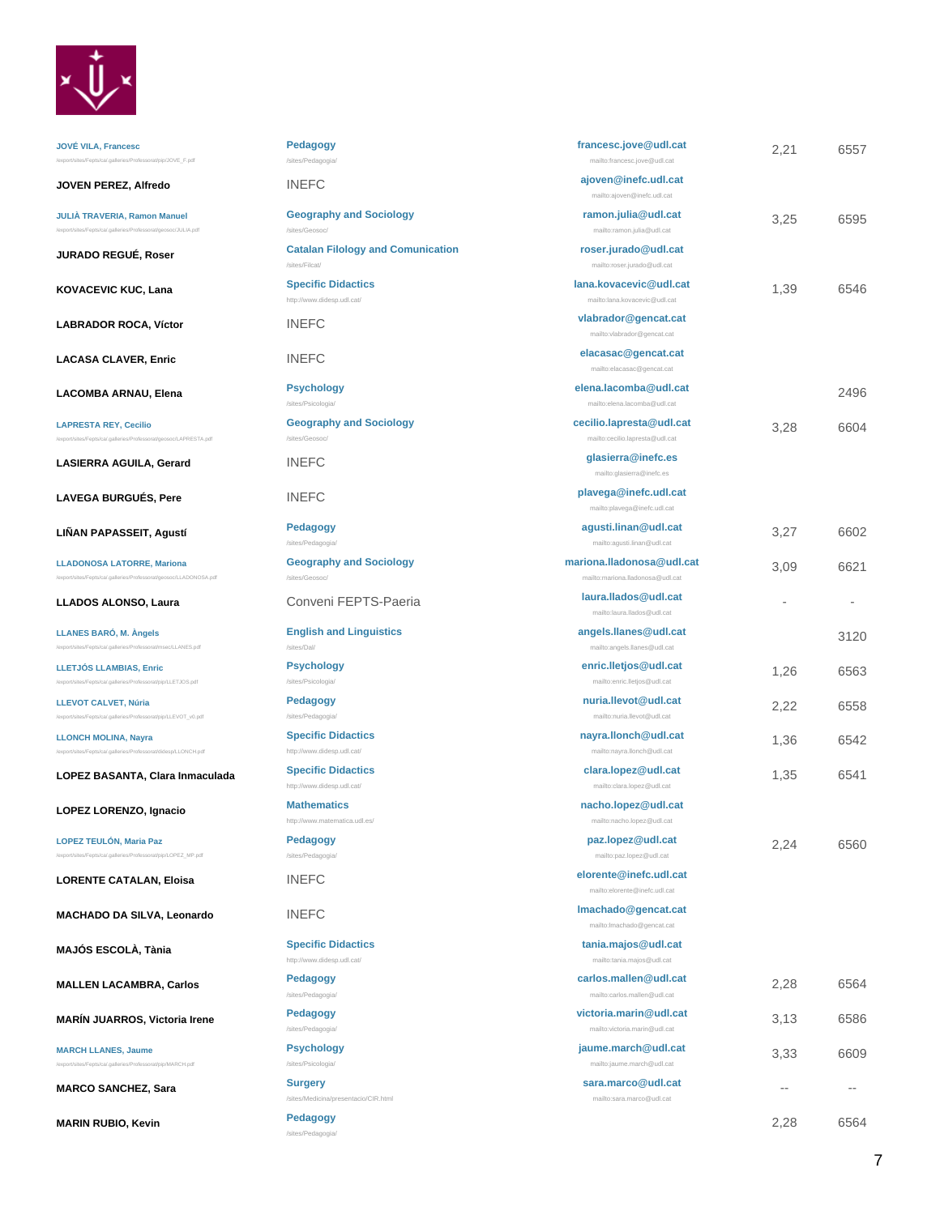| Name | Department | Email | | |
|---|---|---|---|---|
| JOVÉ VILA, Francesc<br>/export/sites/Fepts/ca/.galleries/Professorat/pip/JOVE_F.pdf | Pedagogy<br>/sites/Pedagogia/ | francesc.jove@udl.cat<br>mailto:francesc.jove@udl.cat | 2,21 | 6557 |
| JOVEN PEREZ, Alfredo | INEFC | ajoven@inefc.udl.cat<br>mailto:ajoven@inefc.udl.cat | | |
| JULIÀ TRAVERIA, Ramon Manuel<br>/export/sites/Fepts/ca/.galleries/Professorat/geosoc/JULIA.pdf | Geography and Sociology<br>/sites/Geosoc/ | ramon.julia@udl.cat<br>mailto:ramon.julia@udl.cat | 3,25 | 6595 |
| JURADO REGUÉ, Roser | Catalan Filology and Comunication<br>/sites/Filcat/ | roser.jurado@udl.cat<br>mailto:roser.jurado@udl.cat | | |
| KOVACEVIC KUC, Lana | Specific Didactics<br>http://www.didesp.udl.cat/ | lana.kovacevic@udl.cat<br>mailto:lana.kovacevic@udl.cat | 1,39 | 6546 |
| LABRADOR ROCA, Víctor | INEFC | vlabrador@gencat.cat<br>mailto:vlabrador@gencat.cat | | |
| LACASA CLAVER, Enric | INEFC | elacasac@gencat.cat<br>mailto:elacasac@gencat.cat | | |
| LACOMBA ARNAU, Elena | Psychology<br>/sites/Psicologia/ | elena.lacomba@udl.cat<br>mailto:elena.lacomba@udl.cat | | 2496 |
| LAPRESTA REY, Cecilio<br>/export/sites/Fepts/ca/.galleries/Professorat/geosoc/LAPRESTA.pdf | Geography and Sociology<br>/sites/Geosoc/ | cecilio.lapresta@udl.cat<br>mailto:cecilio.lapresta@udl.cat | 3,28 | 6604 |
| LASIERRA AGUILA, Gerard | INEFC | glasierra@inefc.es<br>mailto:glasierra@inefc.es | | |
| LAVEGA BURGUÉS, Pere | INEFC | plavega@inefc.udl.cat<br>mailto:plavega@inefc.udl.cat | | |
| LIÑAN PAPASSEIT, Agustí | Pedagogy<br>/sites/Pedagogia/ | agusti.linan@udl.cat<br>mailto:agusti.linan@udl.cat | 3,27 | 6602 |
| LLADONOSA LATORRE, Mariona<br>/export/sites/Fepts/ca/.galleries/Professorat/geosoc/LLADONOSA.pdf | Geography and Sociology<br>/sites/Geosoc/ | mariona.lladonosa@udl.cat<br>mailto:mariona.lladonosa@udl.cat | 3,09 | 6621 |
| LLADOS ALONSO, Laura | Conveni FEPTS-Paeria | laura.llados@udl.cat<br>mailto:laura.llados@udl.cat | - | - |
| LLANES BARÓ, M. Àngels<br>/export/sites/Fepts/ca/.galleries/Professorat/msec/LLANES.pdf | English and Linguistics<br>/sites/Dal/ | angels.llanes@udl.cat<br>mailto:angels.llanes@udl.cat | | 3120 |
| LLETJÓS LLAMBIAS, Enric<br>/export/sites/Fepts/ca/.galleries/Professorat/pip/LLETJOS.pdf | Psychology<br>/sites/Psicologia/ | enric.lletjos@udl.cat<br>mailto:enric.lletjos@udl.cat | 1,26 | 6563 |
| LLEVOT CALVET, Núria<br>/export/sites/Fepts/ca/.galleries/Professorat/pip/LLEVOT_v0.pdf | Pedagogy<br>/sites/Pedagogia/ | nuria.llevot@udl.cat<br>mailto:nuria.llevot@udl.cat | 2,22 | 6558 |
| LLONCH MOLINA, Nayra<br>/export/sites/Fepts/ca/.galleries/Professorat/didesp/LLONCH.pdf | Specific Didactics<br>http://www.didesp.udl.cat/ | nayra.llonch@udl.cat<br>mailto:nayra.llonch@udl.cat | 1,36 | 6542 |
| LOPEZ BASANTA, Clara Inmaculada | Specific Didactics<br>http://www.didesp.udl.cat/ | clara.lopez@udl.cat<br>mailto:clara.lopez@udl.cat | 1,35 | 6541 |
| LOPEZ LORENZO, Ignacio | Mathematics<br>http://www.matematica.udl.es/ | nacho.lopez@udl.cat<br>mailto:nacho.lopez@udl.cat | | |
| LOPEZ TEULÓN, Maria Paz<br>/export/sites/Fepts/ca/.galleries/Professorat/pip/LOPEZ_MP.pdf | Pedagogy<br>/sites/Pedagogia/ | paz.lopez@udl.cat<br>mailto:paz.lopez@udl.cat | 2,24 | 6560 |
| LORENTE CATALAN, Eloisa | INEFC | elorente@inefc.udl.cat<br>mailto:elorente@inefc.udl.cat | | |
| MACHADO DA SILVA, Leonardo | INEFC | lmachado@gencat.cat<br>mailto:lmachado@gencat.cat | | |
| MAJÓS ESCOLÀ, Tània | Specific Didactics<br>http://www.didesp.udl.cat/ | tania.majos@udl.cat<br>mailto:tania.majos@udl.cat | | |
| MALLEN LACAMBRA, Carlos | Pedagogy<br>/sites/Pedagogia/ | carlos.mallen@udl.cat<br>mailto:carlos.mallen@udl.cat | 2,28 | 6564 |
| MARÍN JUARROS, Victoria Irene | Pedagogy<br>/sites/Pedagogia/ | victoria.marin@udl.cat<br>mailto:victoria.marin@udl.cat | 3,13 | 6586 |
| MARCH LLANES, Jaume<br>/export/sites/Fepts/ca/.galleries/Professorat/pip/MARCH.pdf | Psychology<br>/sites/Psicologia/ | jaume.march@udl.cat<br>mailto:jaume.march@udl.cat | 3,33 | 6609 |
| MARCO SANCHEZ, Sara | Surgery<br>/sites/Medicina/presentacio/CIR.html | sara.marco@udl.cat<br>mailto:sara.marco@udl.cat | -- | -- |
| MARIN RUBIO, Kevin | Pedagogy<br>/sites/Pedagogia/ | | 2,28 | 6564 |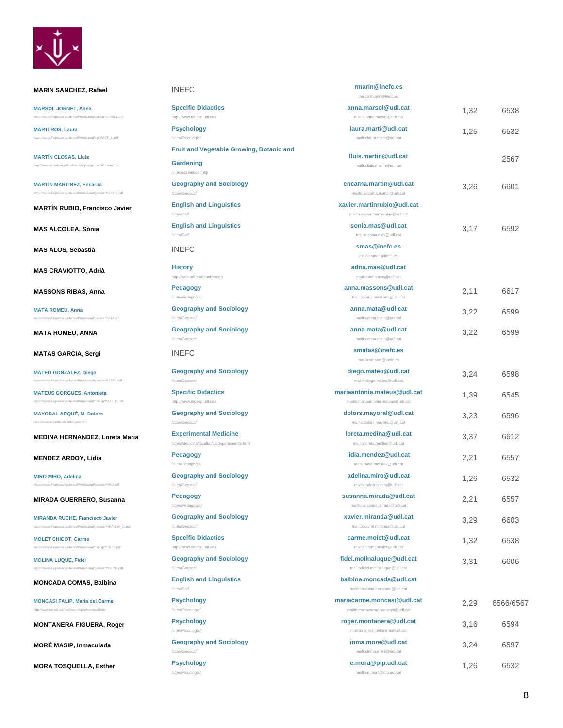| | | | | |
|---|---|---|---|---|
| **MARIN SANCHEZ, Rafael** | INEFC | **rmarin@inefc.es**<br>mailto:rmarin@inefc.es | | |
| **MARSOL JORNET, Anna**<br>/export/sites/Fepts/cat.galleries/Professorat/didesp/MARSOL.pdf | **Specific Didactics**<br>http://www.didesp.udl.cat/ | **anna.marsol@udl.cat**<br>mailto:anna.marsol@udl.cat | 1,32 | 6538 |
| **MARTÍ ROS, Laura**<br>/export/sites/Fepts/cat.galleries/Professorat/pip/MARTI_L.pdf | **Psychology**<br>/sites/Psicologia/ | **laura.marti@udl.cat**<br>mailto:laura.marti@udl.cat | 1,25 | 6532 |
| **MARTÍN CLOSAS, Lluís**<br>http://www.deptetsea.udl.cat/dept/hbj/cat/personal/martin.html | **Fruit and Vegetable Growing, Botanic and Gardening**<br>/sites/Etsea/dept/hbj/ | **lluis.martin@udl.cat**<br>mailto:lluis.martin@udl.cat | | 2567 |
| **MARTÍN MARTÍNEZ, Encarna**<br>/export/sites/Fepts/cat.galleries/Professorat/geosoc/MARTIN.pdf | **Geography and Sociology**<br>/sites/Geosoc/ | **encarna.martin@udl.cat**<br>mailto:encarna.martin@udl.cat | 3,26 | 6601 |
| **MARTÍN RUBIO, Francisco Javier** | **English and Linguistics**<br>/sites/Dal/ | **xavier.martinrubio@udl.cat**<br>mailto:xavier.martinrubio@udl.cat | | |
| **MAS ALCOLEA, Sònia** | **English and Linguistics**<br>/sites/Dal/ | **sonia.mas@udl.cat**<br>mailto:sonia.mas@udl.cat | 3,17 | 6592 |
| **MAS ALOS, Sebastià** | INEFC | **smas@inefc.es**<br>mailto:smas@inefc.es | | |
| **MAS CRAVIOTTO, Adrià** | **History**<br>http://web.udl.es/dept/historia | **adria.mas@udl.cat**<br>mailto:adria.mas@udl.cat | | |
| **MASSONS RIBAS, Anna** | **Pedagogy**<br>/sites/Pedagogia/ | **anna.massons@udl.cat**<br>mailto:anna.massons@udl.cat | 2,11 | 6617 |
| **MATA ROMEU, Anna**<br>/export/sites/Fepts/cat.galleries/Professorat/geosoc/MATA.pdf | **Geography and Sociology**<br>/sites/Geosoc/ | **anna.mata@udl.cat**<br>mailto:anna.mata@udl.cat | 3,22 | 6599 |
| **MATA ROMEU, ANNA** | **Geography and Sociology**<br>/sites/Geosoc/ | **anna.mata@udl.cat**<br>mailto:anna.mata@udl.cat | 3,22 | 6599 |
| **MATAS GARCIA, Sergi** | INEFC | **smatas@inefc.es**<br>mailto:smatas@inefc.es | | |
| **MATEO GONZALEZ, Diego**<br>/export/sites/Fepts/cat.galleries/Professorat/geosoc/MATEO.pdf | **Geography and Sociology**<br>/sites/Geosoc/ | **diego.mateo@udl.cat**<br>mailto:diego.mateo@udl.cat | 3,24 | 6598 |
| **MATEUS GORGUES, Antonieta**<br>/export/sites/Fepts/cat.galleries/Professorat/didesp/MATEUS.pdf | **Specific Didactics**<br>http://www.didesp.udl.cat/ | **mariaantonia.mateus@udl.cat**<br>mailto:mariaantonia.mateus@udl.cat | 1,39 | 6545 |
| **MAYORAL ARQUÉ, M. Dolors**<br>/sites/Geosoc/professorat/Mayoral.htm | **Geography and Sociology**<br>/sites/Geosoc/ | **dolors.mayoral@udl.cat**<br>mailto:dolors.mayoral@udl.cat | 3,23 | 6596 |
| **MEDINA HERNANDEZ, Loreta Maria** | **Experimental Medicine**<br>/sites/Medicina/facultat/ca/departaments.html | **loreta.medina@udl.cat**<br>mailto:loreta.medina@udl.cat | 3,37 | 6612 |
| **MENDEZ ARDOY, Lídia** | **Pedagogy**<br>/sites/Pedagogia/ | **lidia.mendez@udl.cat**<br>mailto:lidia.mendez@udl.cat | 2,21 | 6557 |
| **MIRÓ MIRÓ, Adelina**<br>/export/sites/Fepts/cat.galleries/Professorat/geosoc/MIRO.pdf | **Geography and Sociology**<br>/sites/Geosoc/ | **adelina.miro@udl.cat**<br>mailto:adelina.miro@udl.cat | 1,26 | 6532 |
| **MIRADA GUERRERO, Susanna** | **Pedagogy**<br>/sites/Pedagogia/ | **susanna.mirada@udl.cat**<br>mailto:susanna.mirada@udl.cat | 2,21 | 6557 |
| **MIRANDA RUCHE, Francisco Javier**<br>/export/sites/Fepts/cat.galleries/Professorat/geosoc/MIRANDA_v0.pdf | **Geography and Sociology**<br>/sites/Geosoc/ | **xavier.miranda@udl.cat**<br>mailto:xavier.miranda@udl.cat | 3,29 | 6603 |
| **MOLET CHICOT, Carme**<br>/export/sites/Fepts/cat.galleries/Professorat/didesp/MOLET.pdf | **Specific Didactics**<br>http://www.didesp.udl.cat/ | **carme.molet@udl.cat**<br>mailto:carme.molet@udl.cat | 1,32 | 6538 |
| **MOLINA LUQUE, Fidel**<br>/export/sites/Fepts/cat.galleries/Professorat/geosoc/MOLINA.pdf | **Geography and Sociology**<br>/sites/Geosoc/ | **fidel.molinaluque@udl.cat**<br>mailto:fidel.molinaluque@udl.cat | 3,31 | 6606 |
| **MONCADA COMAS, Balbina** | **English and Linguistics**<br>/sites/Dal/ | **balbina.moncada@udl.cat**<br>mailto:balbina.moncada@udl.cat | | |
| **MONCASI FALIP, Maria del Carme**<br>http://www.pip.udl.cat/professorat/pee/moncasi.html | **Psychology**<br>/sites/Psicologia/ | **mariacarme.moncasi@udl.cat**<br>mailto:mariacarme.moncasi@udl.cat | 2,29 | 6566/6567 |
| **MONTANERA FIGUERA, Roger** | **Psychology**<br>/sites/Psicologia/ | **roger.montanera@udl.cat**<br>mailto:roger.montanera@udl.cat | 3,16 | 6594 |
| **MORÉ MASIP, Inmaculada** | **Geography and Sociology**<br>/sites/Geosoc/ | **inma.more@udl.cat**<br>mailto:inma.more@udl.cat | 3,24 | 6597 |
| **MORA TOSQUELLA, Esther** | **Psychology**<br>/sites/Psicologia/ | **e.mora@pip.udl.cat**<br>mailto:e.mora@pip.udl.cat | 1,26 | 6532 |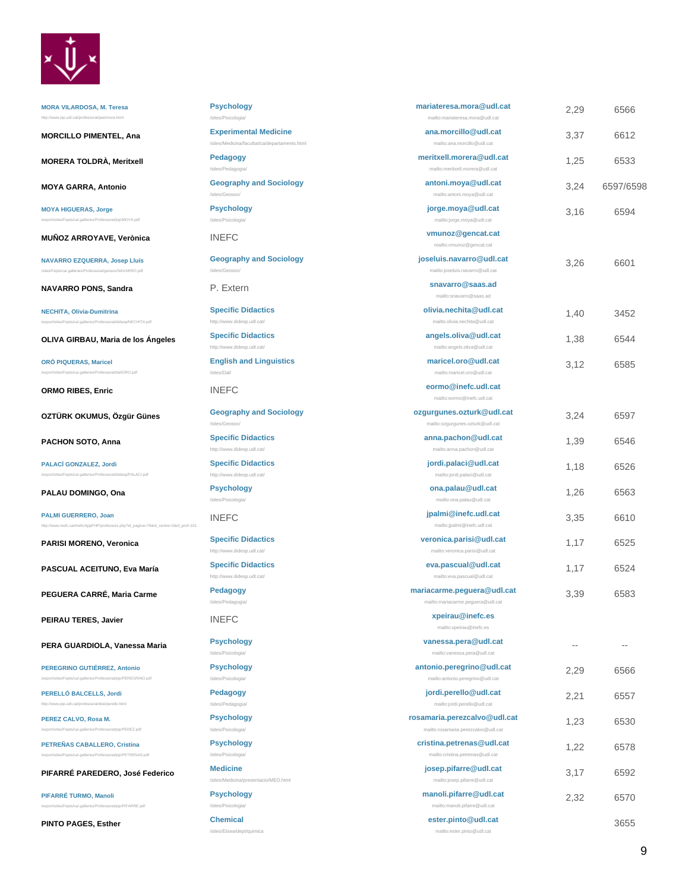| | | | | |
|---|---|---|---|---|
| MORA VILARDOSA, M. Teresa<br>http://www.psp.udl.cat/professorat/pse/mora.html | Psychology<br>/sites/Psicologia/ | mariateresa.mora@udl.cat<br>mailto:mariateresa.mora@udl.cat | 2,29 | 6566 |
| MORCILLO PIMENTEL, Ana | Experimental Medicine<br>/sites/Medicina/facultat/ca/departaments.html | ana.morcillo@udl.cat<br>mailto:ana.morcillo@udl.cat | 3,37 | 6612 |
| MORERA TOLDRÀ, Meritxell | Pedagogy<br>/sites/Pedagogia/ | meritxell.morera@udl.cat<br>mailto:meritxell.morera@udl.cat | 1,25 | 6533 |
| MOYA GARRA, Antonio | Geography and Sociology<br>/sites/Geosoc/ | antoni.moya@udl.cat<br>mailto:antoni.moya@udl.cat | 3,24 | 6597/6598 |
| MOYA HIGUERAS, Jorge<br>/export/sites/Fepts/ca/.galleries/Professorat/pip/MOYA.pdf | Psychology<br>/sites/Psicologia/ | jorge.moya@udl.cat<br>mailto:jorge.moya@udl.cat | 3,16 | 6594 |
| MUÑOZ ARROYAVE, Verònica | INEFC | vmunoz@gencat.cat<br>mailto:vmunoz@gencat.cat | | |
| NAVARRO EZQUERRA, Josep Lluís<br>/sites/Fepts/ca/.galleries/Professorat/geosoc/NAVARRO.pdf | Geography and Sociology<br>/sites/Geosoc/ | joseluis.navarro@udl.cat<br>mailto:joseluis.navarro@udl.cat | 3,26 | 6601 |
| NAVARRO PONS, Sandra | P. Extern | snavarro@saas.ad<br>mailto:snavarro@saas.ad | | |
| NECHITA, Olivia-Dumitrina<br>/export/sites/Fepts/ca/.galleries/Professorat/didesp/NECHITA.pdf | Specific Didactics<br>http://www.didesp.udl.cat/ | olivia.nechita@udl.cat<br>mailto:olivia.nechita@udl.cat | 1,40 | 3452 |
| OLIVA GIRBAU, Maria de los Ángeles | Specific Didactics<br>http://www.didesp.udl.cat/ | angels.oliva@udl.cat<br>mailto:angels.oliva@udl.cat | 1,38 | 6544 |
| ORÓ PIQUERAS, Maricel<br>/export/sites/Fepts/ca/.galleries/Professorat/dal/ORO.pdf | English and Linguistics<br>/sites/Dal/ | maricel.oro@udl.cat<br>mailto:maricel.oro@udl.cat | 3,12 | 6585 |
| ORMO RIBES, Enric | INEFC | eormo@inefc.udl.cat<br>mailto:eormo@inefc.udl.cat | | |
| OZTÜRK OKUMUS, Özgür Günes | Geography and Sociology<br>/sites/Geosoc/ | ozgurgunes.ozturk@udl.cat<br>mailto:ozgurgunes.ozturk@udl.cat | 3,24 | 6597 |
| PACHON SOTO, Anna | Specific Didactics<br>http://www.didesp.udl.cat/ | anna.pachon@udl.cat<br>mailto:anna.pachon@udl.cat | 1,39 | 6546 |
| PALACÍ GONZALEZ, Jordi<br>/export/sites/Fepts/ca/.galleries/Professorat/didesp/PALACI.pdf | Specific Didactics<br>http://www.didesp.udl.cat/ | jordi.palaci@udl.cat<br>mailto:jordi.palaci@udl.cat | 1,18 | 6526 |
| PALAU DOMINGO, Ona | Psychology<br>/sites/Psicologia/ | ona.palau@udl.cat<br>mailto:ona.palau@udl.cat | 1,26 | 6563 |
| PALMI GUERRERO, Joan<br>http://www.inefc.cat/inefc/AppPHP/professors.php?id_pagina=79&id_centre=3&id_prof=101 | INEFC | jpalmi@inefc.udl.cat<br>mailto:jpalmi@inefc.udl.cat | 3,35 | 6610 |
| PARISI MORENO, Veronica | Specific Didactics<br>http://www.didesp.udl.cat/ | veronica.parisi@udl.cat<br>mailto:veronica.parisi@udl.cat | 1,17 | 6525 |
| PASCUAL ACEITUNO, Eva María | Specific Didactics<br>http://www.didesp.udl.cat/ | eva.pascual@udl.cat<br>mailto:eva.pascual@udl.cat | 1,17 | 6524 |
| PEGUERA CARRÉ, Maria Carme | Pedagogy<br>/sites/Pedagogia/ | mariacarme.peguera@udl.cat<br>mailto:mariacarme.peguera@udl.cat | 3,39 | 6583 |
| PEIRAU TERES, Javier | INEFC | xpeirau@inefc.es<br>mailto:xpeirau@inefc.es | | |
| PERA GUARDIOLA, Vanessa Maria | Psychology<br>/sites/Psicologia/ | vanessa.pera@udl.cat<br>mailto:vanessa.pera@udl.cat | -- | -- |
| PEREGRINO GUTIÉRREZ, Antonio<br>/export/sites/Fepts/ca/.galleries/Professorat/pip/PEREGRINO.pdf | Psychology<br>/sites/Psicologia/ | antonio.peregrino@udl.cat<br>mailto:antonio.peregrino@udl.cat | 2,29 | 6566 |
| PERELLÓ BALCELLS, Jordi<br>http://www.psp.udl.cat/professorat/doe/perello.html | Pedagogy<br>/sites/Pedagogia/ | jordi.perello@udl.cat<br>mailto:jordi.perello@udl.cat | 2,21 | 6557 |
| PEREZ CALVO, Rosa M.<br>/export/sites/Fepts/ca/.galleries/Professorat/pip/PEREZ.pdf | Psychology<br>/sites/Psicologia/ | rosamaria.perezcalvo@udl.cat<br>mailto:rosamaria.perezcalvo@udl.cat | 1,23 | 6530 |
| PETREÑAS CABALLERO, Cristina<br>/export/sites/Fepts/ca/.galleries/Professorat/pip/PETRENAS.pdf | Psychology<br>/sites/Psicologia/ | cristina.petrenas@udl.cat<br>mailto:cristina.petrenas@udl.cat | 1,22 | 6578 |
| PIFARRÉ PAREDERO, José Federico | Medicine<br>/sites/Medicina/presentacio/MED.html | josep.pifarre@udl.cat<br>mailto:josep.pifarre@udl.cat | 3,17 | 6592 |
| PIFARRÉ TURMO, Manoli<br>/export/sites/Fepts/ca/.galleries/Professorat/pip/PIFARRE.pdf | Psychology<br>/sites/Psicologia/ | manoli.pifarre@udl.cat<br>mailto:manoli.pifarre@udl.cat | 2,32 | 6570 |
| PINTO PAGES, Esther | Chemical<br>/sites/Etsea/dept/quimica | ester.pinto@udl.cat<br>mailto:ester.pinto@udl.cat | | 3655 |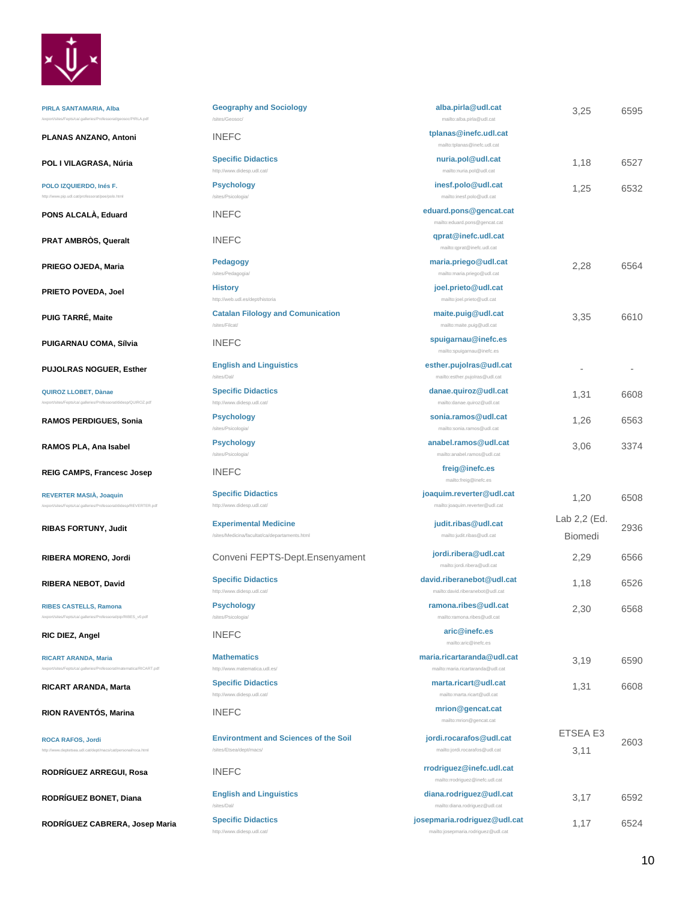| | | | | |
|---|---|---|---|---|
| PIRLA SANTAMARIA, Alba | Geography and Sociology | alba.pirla@udl.cat | 3,25 | 6595 |
| PLANAS ANZANO, Antoni | INEFC | tplanas@inefc.udl.cat | | |
| POL I VILAGRASA, Núria | Specific Didactics | nuria.pol@udl.cat | 1,18 | 6527 |
| POLO IZQUIERDO, Inés F. | Psychology | inesf.polo@udl.cat | 1,25 | 6532 |
| PONS ALCALÀ, Eduard | INEFC | eduard.pons@gencat.cat | | |
| PRAT AMBRÒS, Queralt | INEFC | qprat@inefc.udl.cat | | |
| PRIEGO OJEDA, Maria | Pedagogy | maria.priego@udl.cat | 2,28 | 6564 |
| PRIETO POVEDA, Joel | History | joel.prieto@udl.cat | | |
| PUIG TARRÉ, Maite | Catalan Filology and Comunication | maite.puig@udl.cat | 3,35 | 6610 |
| PUIGARNAU COMA, Sílvia | INEFC | spuigarnau@inefc.es | | |
| PUJOLRAS NOGUER, Esther | English and Linguistics | esther.pujolras@udl.cat | - | - |
| QUIROZ LLOBET, Dànae | Specific Didactics | danae.quiroz@udl.cat | 1,31 | 6608 |
| RAMOS PERDIGUES, Sonia | Psychology | sonia.ramos@udl.cat | 1,26 | 6563 |
| RAMOS PLA, Ana Isabel | Psychology | anabel.ramos@udl.cat | 3,06 | 3374 |
| REIG CAMPS, Francesc Josep | INEFC | freig@inefc.es | | |
| REVERTER MASIÀ, Joaquin | Specific Didactics | joaquim.reverter@udl.cat | 1,20 | 6508 |
| RIBAS FORTUNY, Judit | Experimental Medicine | judit.ribas@udl.cat | Lab 2,2 (Ed. Biomedi | 2936 |
| RIBERA MORENO, Jordi | Conveni FEPTS-Dept.Ensenyament | jordi.ribera@udl.cat | 2,29 | 6566 |
| RIBERA NEBOT, David | Specific Didactics | david.riberanebot@udl.cat | 1,18 | 6526 |
| RIBES CASTELLS, Ramona | Psychology | ramona.ribes@udl.cat | 2,30 | 6568 |
| RIC DIEZ, Angel | INEFC | aric@inefc.es | | |
| RICART ARANDA, Maria | Mathematics | maria.ricartaranda@udl.cat | 3,19 | 6590 |
| RICART ARANDA, Marta | Specific Didactics | marta.ricart@udl.cat | 1,31 | 6608 |
| RION RAVENTÓS, Marina | INEFC | mrion@gencat.cat | | |
| ROCA RAFOS, Jordi | Environtment and Sciences of the Soil | jordi.rocarafos@udl.cat | ETSEA E3 3,11 | 2603 |
| RODRÍGUEZ ARREGUI, Rosa | INEFC | rrodriguez@inefc.udl.cat | | |
| RODRÍGUEZ BONET, Diana | English and Linguistics | diana.rodriguez@udl.cat | 3,17 | 6592 |
| RODRÍGUEZ CABRERA, Josep Maria | Specific Didactics | josepmaria.rodriguez@udl.cat | 1,17 | 6524 |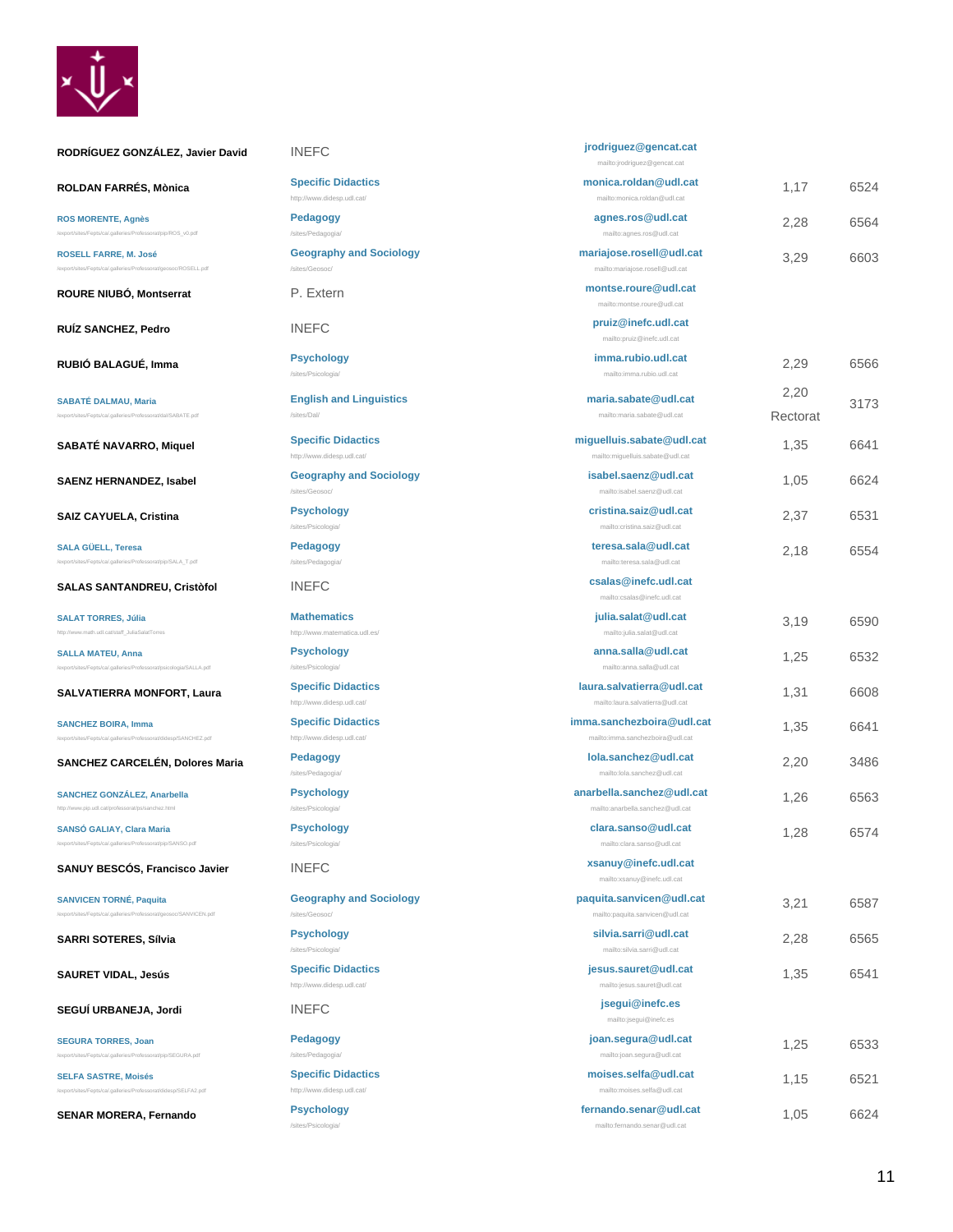| Name | Department | Email | Office | Phone |
|---|---|---|---|---|
| RODRÍGUEZ GONZÁLEZ, Javier David | INEFC | jrodriguez@gencat.cat<br>mailto:jrodriguez@gencat.cat | | |
| ROLDAN FARRÉS, Mònica | Specific Didactics<br>http://www.didesp.udl.cat/ | monica.roldan@udl.cat<br>mailto:monica.roldan@udl.cat | 1,17 | 6524 |
| ROS MORENTE, Agnès<br>/export/sites/Fepts/cat.galleries/Professorat/pip/ROS_v0.pdf | Pedagogy<br>/sites/Pedagogia/ | agnes.ros@udl.cat<br>mailto:agnes.ros@udl.cat | 2,28 | 6564 |
| ROSELL FARRE, M. José<br>/export/sites/Fepts/cat.galleries/Professorat/geosoc/ROSELL.pdf | Geography and Sociology<br>/sites/Geosoc/ | mariajose.rosell@udl.cat<br>mailto:mariajose.rosell@udl.cat | 3,29 | 6603 |
| ROURE NIUBÓ, Montserrat | P. Extern | montse.roure@udl.cat<br>mailto:montse.roure@udl.cat | | |
| RUÍZ SANCHEZ, Pedro | INEFC | pruiz@inefc.udl.cat<br>mailto:pruiz@inefc.udl.cat | | |
| RUBIÓ BALAGUÉ, Imma | Psychology<br>/sites/Psicologia/ | imma.rubio.udl.cat<br>mailto:imma.rubio.udl.cat | 2,29 | 6566 |
| SABATÉ DALMAU, Maria<br>/export/sites/Fepts/cat.galleries/Professorat/dal/SABATE.pdf | English and Linguistics<br>/sites/Dal/ | maria.sabate@udl.cat<br>mailto:maria.sabate@udl.cat | 2,20 Rectorat | 3173 |
| SABATÉ NAVARRO, Miquel | Specific Didactics<br>http://www.didesp.udl.cat/ | miguelluis.sabate@udl.cat<br>mailto:miguelluis.sabate@udl.cat | 1,35 | 6641 |
| SAENZ HERNANDEZ, Isabel | Geography and Sociology<br>/sites/Geosoc/ | isabel.saenz@udl.cat<br>mailto:isabel.saenz@udl.cat | 1,05 | 6624 |
| SAIZ CAYUELA, Cristina | Psychology<br>/sites/Psicologia/ | cristina.saiz@udl.cat<br>mailto:cristina.saiz@udl.cat | 2,37 | 6531 |
| SALA GÜELL, Teresa<br>/export/sites/Fepts/cat.galleries/Professorat/pip/SALA_T.pdf | Pedagogy<br>/sites/Pedagogia/ | teresa.sala@udl.cat<br>mailto:teresa.sala@udl.cat | 2,18 | 6554 |
| SALAS SANTANDREU, Cristòfol | INEFC | csalas@inefc.udl.cat<br>mailto:csalas@inefc.udl.cat | | |
| SALAT TORRES, Júlia<br>http://www.math.udl.cat/staff_JuliaSalatTorres | Mathematics<br>http://www.matematica.udl.es/ | julia.salat@udl.cat<br>mailto:julia.salat@udl.cat | 3,19 | 6590 |
| SALLA MATEU, Anna<br>/export/sites/Fepts/cat.galleries/Professorat/psicologia/SALLA.pdf | Psychology<br>/sites/Psicologia/ | anna.salla@udl.cat<br>mailto:anna.salla@udl.cat | 1,25 | 6532 |
| SALVATIERRA MONFORT, Laura | Specific Didactics<br>http://www.didesp.udl.cat/ | laura.salvatierra@udl.cat<br>mailto:laura.salvatierra@udl.cat | 1,31 | 6608 |
| SANCHEZ BOIRA, Imma<br>/export/sites/Fepts/cat.galleries/Professorat/didesp/SANCHEZ.pdf | Specific Didactics<br>http://www.didesp.udl.cat/ | imma.sanchezboira@udl.cat<br>mailto:imma.sanchezboira@udl.cat | 1,35 | 6641 |
| SANCHEZ CARCELÉN, Dolores Maria | Pedagogy<br>/sites/Pedagogia/ | lola.sanchez@udl.cat<br>mailto:lola.sanchez@udl.cat | 2,20 | 3486 |
| SANCHEZ GONZÁLEZ, Anarbella<br>http://www.pip.udl.cat/professorat/ps/sanchez.html | Psychology<br>/sites/Psicologia/ | anarbella.sanchez@udl.cat<br>mailto:anarbella.sanchez@udl.cat | 1,26 | 6563 |
| SANSÓ GALIAY, Clara Maria<br>/export/sites/Fepts/cat.galleries/Professorat/pip/SANSO.pdf | Psychology<br>/sites/Psicologia/ | clara.sanso@udl.cat<br>mailto:clara.sanso@udl.cat | 1,28 | 6574 |
| SANUY BESCÓS, Francisco Javier | INEFC | xsanuy@inefc.udl.cat<br>mailto:xsanuy@inefc.udl.cat | | |
| SANVICEN TORNÉ, Paquita<br>/export/sites/Fepts/cat.galleries/Professorat/geosoc/SANVICEN.pdf | Geography and Sociology<br>/sites/Geosoc/ | paquita.sanvicen@udl.cat<br>mailto:paquita.sanvicen@udl.cat | 3,21 | 6587 |
| SARRI SOTERES, Sílvia | Psychology<br>/sites/Psicologia/ | silvia.sarri@udl.cat<br>mailto:silvia.sarri@udl.cat | 2,28 | 6565 |
| SAURET VIDAL, Jesús | Specific Didactics<br>http://www.didesp.udl.cat/ | jesus.sauret@udl.cat<br>mailto:jesus.sauret@udl.cat | 1,35 | 6541 |
| SEGUÍ URBANEJA, Jordi | INEFC | jsegui@inefc.es<br>mailto:jsegui@inefc.es | | |
| SEGURA TORRES, Joan<br>/export/sites/Fepts/cat.galleries/Professorat/pip/SEGURA.pdf | Pedagogy<br>/sites/Pedagogia/ | joan.segura@udl.cat<br>mailto:joan.segura@udl.cat | 1,25 | 6533 |
| SELFA SASTRE, Moisés<br>/export/sites/Fepts/cat.galleries/Professorat/didesp/SELFA2.pdf | Specific Didactics<br>http://www.didesp.udl.cat/ | moises.selfa@udl.cat<br>mailto:moises.selfa@udl.cat | 1,15 | 6521 |
| SENAR MORERA, Fernando | Psychology<br>/sites/Psicologia/ | fernando.senar@udl.cat<br>mailto:fernando.senar@udl.cat | 1,05 | 6624 |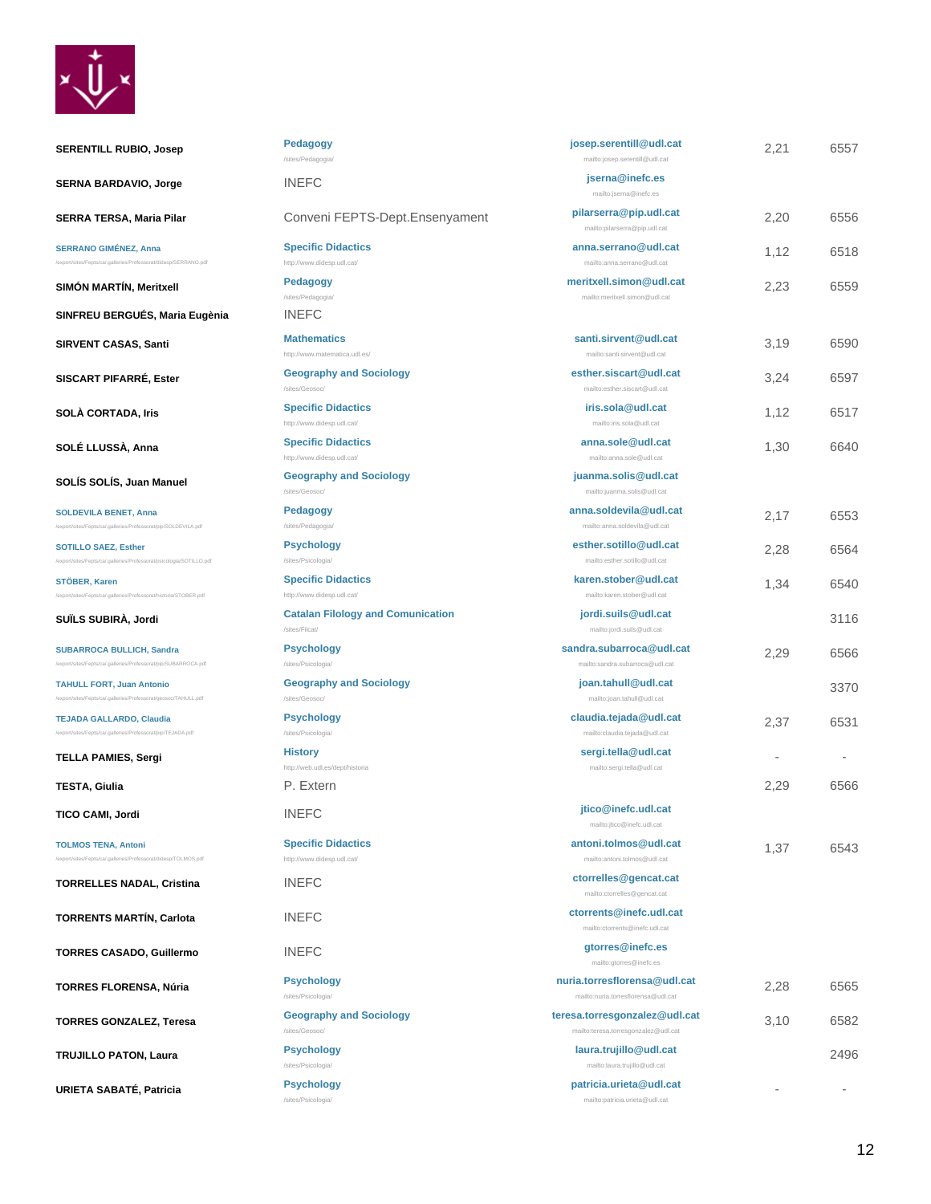| | | | | |
|---|---|---|---|---|
| SERENTILL RUBIO, Josep | Pedagogy<br>/sites/Pedagogia/ | josep.serentill@udl.cat<br>mailto:josep.serentill@udl.cat | 2,21 | 6557 |
| SERNA BARDAVIO, Jorge | INEFC | jserna@inefc.es<br>mailto:jserna@inefc.es | | |
| SERRA TERSA, Maria Pilar | Conveni FEPTS-Dept.Ensenyament | pilarserra@pip.udl.cat<br>mailto:pilarserra@pip.udl.cat | 2,20 | 6556 |
| SERRANO GIMÉNEZ, Anna<br>/export/sites/Fepts/ca/.galleries/Professorat/didesp/SERRANO.pdf | Specific Didactics<br>http://www.didesp.udl.cat/ | anna.serrano@udl.cat<br>mailto:anna.serrano@udl.cat | 1,12 | 6518 |
| SIMÓN MARTÍN, Meritxell | Pedagogy<br>/sites/Pedagogia/ | meritxell.simon@udl.cat<br>mailto:meritxell.simon@udl.cat | 2,23 | 6559 |
| SINFREU BERGUÉS, Maria Eugènia | INEFC | | | |
| SIRVENT CASAS, Santi | Mathematics<br>http://www.matematica.udl.es/ | santi.sirvent@udl.cat<br>mailto:santi.sirvent@udl.cat | 3,19 | 6590 |
| SISCART PIFARRÉ, Ester | Geography and Sociology<br>/sites/Geosoc/ | esther.siscart@udl.cat<br>mailto:esther.siscart@udl.cat | 3,24 | 6597 |
| SOLÀ CORTADA, Iris | Specific Didactics<br>http://www.didesp.udl.cat/ | iris.sola@udl.cat<br>mailto:iris.sola@udl.cat | 1,12 | 6517 |
| SOLÉ LLUSSÀ, Anna | Specific Didactics<br>http://www.didesp.udl.cat/ | anna.sole@udl.cat<br>mailto:anna.sole@udl.cat | 1,30 | 6640 |
| SOLÍS SOLÍS, Juan Manuel | Geography and Sociology<br>/sites/Geosoc/ | juanma.solis@udl.cat<br>mailto:juanma.solis@udl.cat | | |
| SOLDEVILA BENET, Anna<br>/export/sites/Fepts/ca/.galleries/Professorat/pip/SOLDEVILA.pdf | Pedagogy<br>/sites/Pedagogia/ | anna.soldevila@udl.cat<br>mailto:anna.soldevila@udl.cat | 2,17 | 6553 |
| SOTILLO SAEZ, Esther<br>/export/sites/Fepts/ca/.galleries/Professorat/psicologia/SOTILLO.pdf | Psychology<br>/sites/Psicologia/ | esther.sotillo@udl.cat<br>mailto:esther.sotillo@udl.cat | 2,28 | 6564 |
| STÖBER, Karen<br>/export/sites/Fepts/ca/.galleries/Professorat/historia/STOBER.pdf | Specific Didactics<br>http://www.didesp.udl.cat/ | karen.stober@udl.cat<br>mailto:karen.stober@udl.cat | 1,34 | 6540 |
| SUÏLS SUBIRÀ, Jordi | Catalan Filology and Comunication<br>/sites/Filcat/ | jordi.suils@udl.cat<br>mailto:jordi.suils@udl.cat | | 3116 |
| SUBARROCA BULLICH, Sandra<br>/export/sites/Fepts/ca/.galleries/Professorat/pip/SUBARROCA.pdf | Psychology<br>/sites/Psicologia/ | sandra.subarroca@udl.cat<br>mailto:sandra.subarroca@udl.cat | 2,29 | 6566 |
| TAHULL FORT, Juan Antonio<br>/export/sites/Fepts/ca/.galleries/Professorat/geosoc/TAHULL.pdf | Geography and Sociology<br>/sites/Geosoc/ | joan.tahull@udl.cat<br>mailto:joan.tahull@udl.cat | | 3370 |
| TEJADA GALLARDO, Claudia<br>/export/sites/Fepts/ca/.galleries/Professorat/pip/TEJADA.pdf | Psychology<br>/sites/Psicologia/ | claudia.tejada@udl.cat<br>mailto:claudia.tejada@udl.cat | 2,37 | 6531 |
| TELLA PAMIES, Sergi | History<br>http://web.udl.es/dept/historia | sergi.tella@udl.cat<br>mailto:sergi.tella@udl.cat | - | - |
| TESTA, Giulia | P. Extern | | 2,29 | 6566 |
| TICO CAMI, Jordi | INEFC | jtico@inefc.udl.cat<br>mailto:jtico@inefc.udl.cat | | |
| TOLMOS TENA, Antoni<br>/export/sites/Fepts/ca/.galleries/Professorat/didesp/TOLMOS.pdf | Specific Didactics<br>http://www.didesp.udl.cat/ | antoni.tolmos@udl.cat<br>mailto:antoni.tolmos@udl.cat | 1,37 | 6543 |
| TORRELLES NADAL, Cristina | INEFC | ctorrelles@gencat.cat<br>mailto:ctorrelles@gencat.cat | | |
| TORRENTS MARTÍN, Carlota | INEFC | ctorrents@inefc.udl.cat<br>mailto:ctorrents@inefc.udl.cat | | |
| TORRES CASADO, Guillermo | INEFC | gtorres@inefc.es<br>mailto:gtorres@inefc.es | | |
| TORRES FLORENSA, Núria | Psychology<br>/sites/Psicologia/ | nuria.torresflorensa@udl.cat<br>mailto:nuria.torresflorensa@udl.cat | 2,28 | 6565 |
| TORRES GONZALEZ, Teresa | Geography and Sociology<br>/sites/Geosoc/ | teresa.torresgonzalez@udl.cat<br>mailto:teresa.torresgonzalez@udl.cat | 3,10 | 6582 |
| TRUJILLO PATON, Laura | Psychology<br>/sites/Psicologia/ | laura.trujillo@udl.cat<br>mailto:laura.trujillo@udl.cat | | 2496 |
| URIETA SABATÉ, Patricia | Psychology<br>/sites/Psicologia/ | patricia.urieta@udl.cat<br>mailto:patricia.urieta@udl.cat | - | - |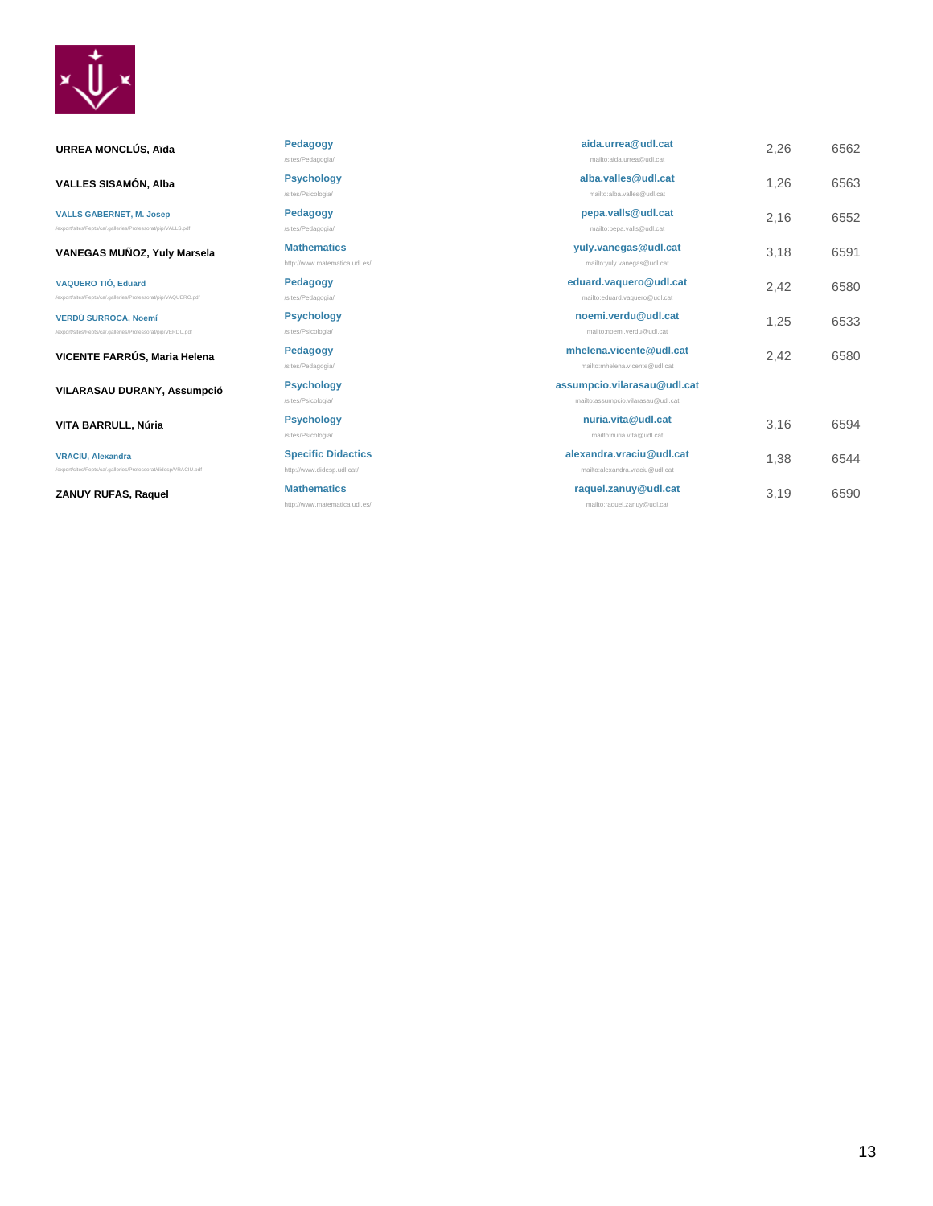| | | | | |
|---|---|---|---|---|
| **URREA MONCLÚS, Aïda** | **Pedagogy** /sites/Pedagogia/ | **aida.urrea@udl.cat** mailto:aida.urrea@udl.cat | 2,26 | 6562 |
| **VALLES SISAMÓN, Alba** | **Psychology** /sites/Psicologia/ | **alba.valles@udl.cat** mailto:alba.valles@udl.cat | 1,26 | 6563 |
| **VALLS GABERNET, M. Josep** /export/sites/Fepts/ca/.galleries/Professorat/pip/VALLS.pdf | **Pedagogy** /sites/Pedagogia/ | **pepa.valls@udl.cat** mailto:pepa.valls@udl.cat | 2,16 | 6552 |
| **VANEGAS MUÑOZ, Yuly Marsela** | **Mathematics** http://www.matematica.udl.es/ | **yuly.vanegas@udl.cat** mailto:yuly.vanegas@udl.cat | 3,18 | 6591 |
| **VAQUERO TIÓ, Eduard** /export/sites/Fepts/ca/.galleries/Professorat/pip/VAQUERO.pdf | **Pedagogy** /sites/Pedagogia/ | **eduard.vaquero@udl.cat** mailto:eduard.vaquero@udl.cat | 2,42 | 6580 |
| **VERDÚ SURROCA, Noemí** /export/sites/Fepts/ca/.galleries/Professorat/pip/VERDU.pdf | **Psychology** /sites/Psicologia/ | **noemi.verdu@udl.cat** mailto:noemi.verdu@udl.cat | 1,25 | 6533 |
| **VICENTE FARRÚS, Maria Helena** | **Pedagogy** /sites/Pedagogia/ | **mhelena.vicente@udl.cat** mailto:mhelena.vicente@udl.cat | 2,42 | 6580 |
| **VILARASAU DURANY, Assumpció** | **Psychology** /sites/Psicologia/ | **assumpcio.vilarasau@udl.cat** mailto:assumpcio.vilarasau@udl.cat | | |
| **VITA BARRULL, Núria** | **Psychology** /sites/Psicologia/ | **nuria.vita@udl.cat** mailto:nuria.vita@udl.cat | 3,16 | 6594 |
| **VRACIU, Alexandra** /export/sites/Fepts/ca/.galleries/Professorat/didesp/VRACIU.pdf | **Specific Didactics** http://www.didesp.udl.cat/ | **alexandra.vraciu@udl.cat** mailto:alexandra.vraciu@udl.cat | 1,38 | 6544 |
| **ZANUY RUFAS, Raquel** | **Mathematics** http://www.matematica.udl.es/ | **raquel.zanuy@udl.cat** mailto:raquel.zanuy@udl.cat | 3,19 | 6590 |